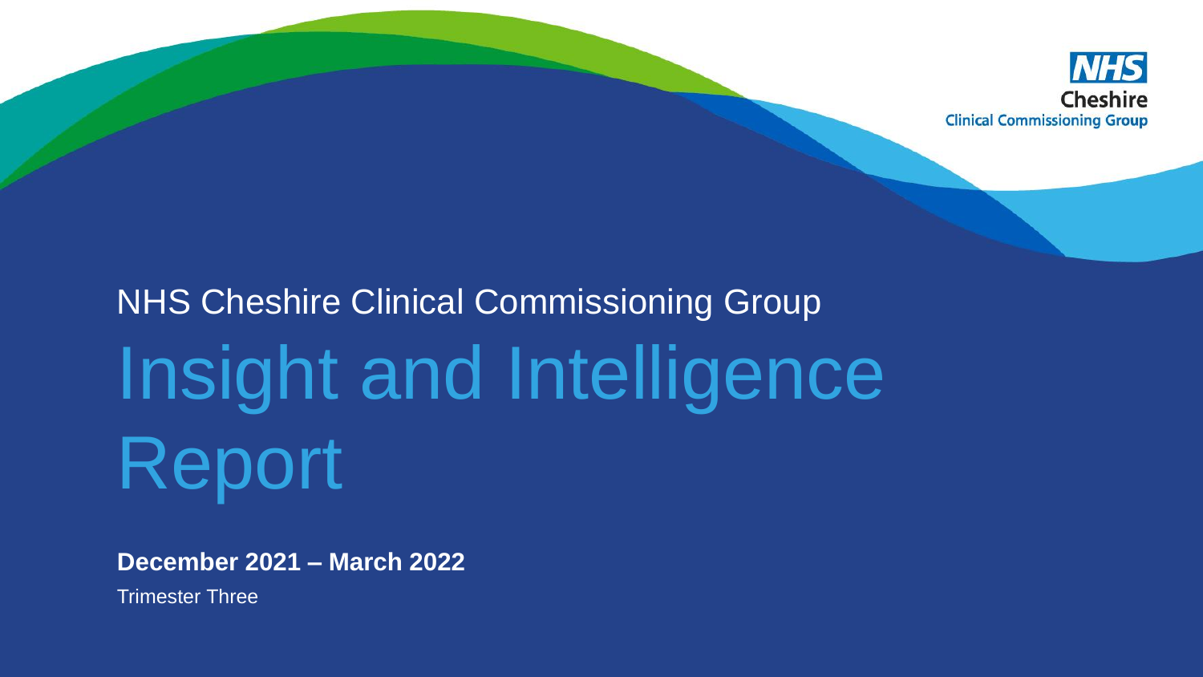NHS Cheshire Clinical Commissioning Group

NHS Cheshire Clinical Commissioning Group

# Insight and Intelligence Report

**December 2021 – March 2022**

Trimester Three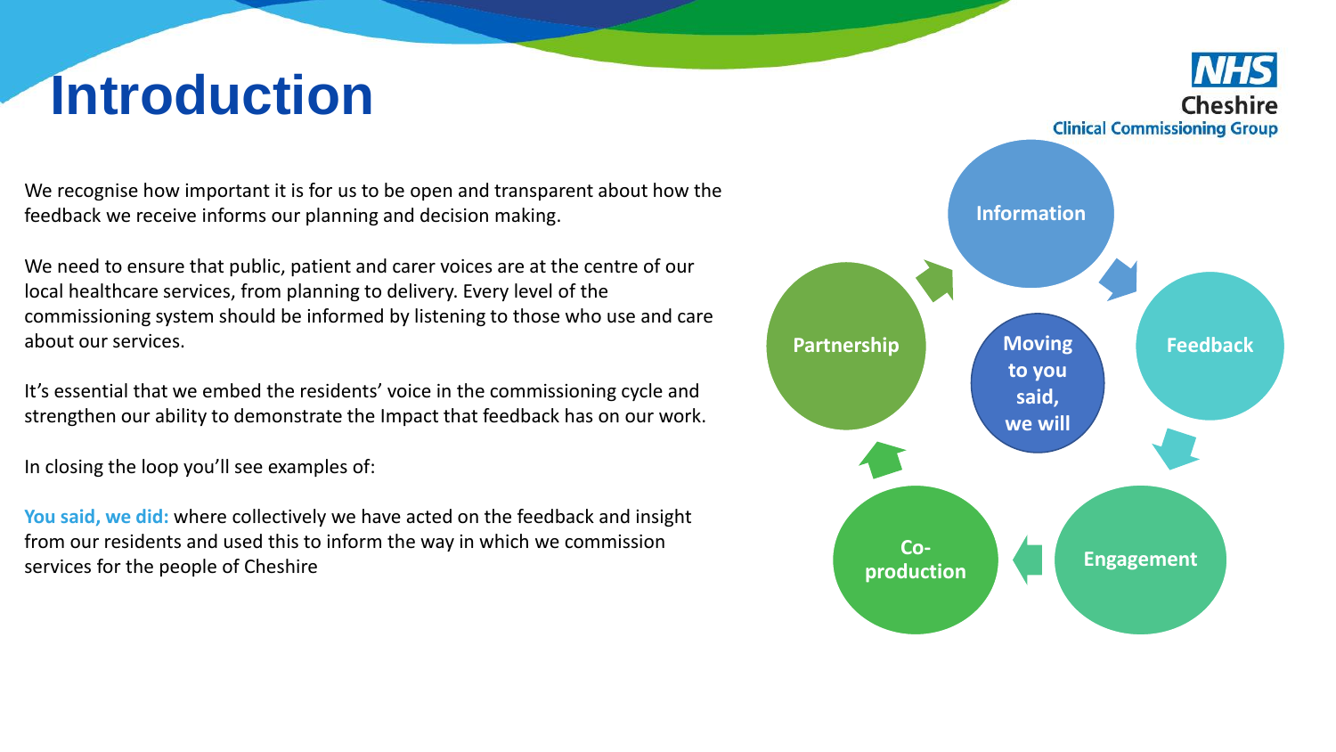# Introduction

We recognise how important it is for us to be open and transparent about how the feedback we receive informs our planning and decision making.

We need to ensure that public, patient and carer voices are at the centre of our local healthcare services, from planning to delivery. Every level of the commissioning system should be informed by listening to those who use and care about our services.

It's essential that we embed the residents' voice in the commissioning cycle and strengthen our ability to demonstrate the Impact that feedback has on our work.

In closing the loop you'll see examples of:

**You said, we did:** where collectively we have acted on the feedback and insight from our residents and used this to inform the way in which we commission services for the people of Cheshire

Information → Feedback → Engagement → Co-production → Partnership → Information

Moving to you said, we will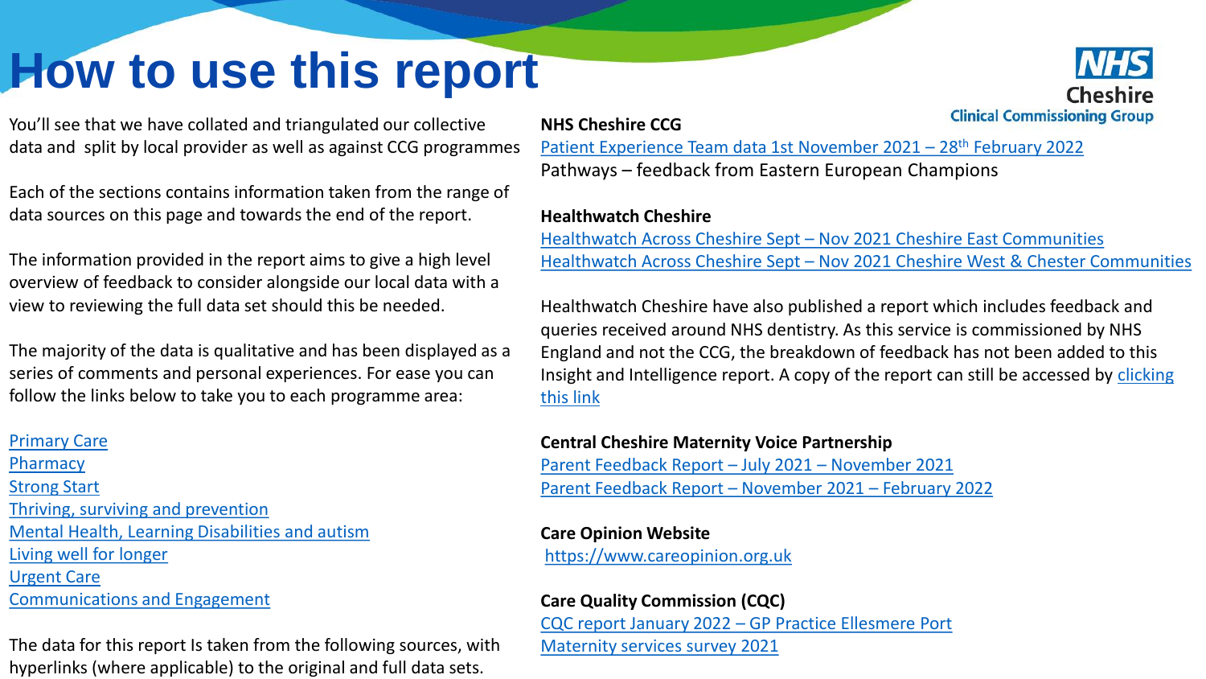# How to use this report

You'll see that we have collated and triangulated our collective data and split by local provider as well as against CCG programmes

Each of the sections contains information taken from the range of data sources on this page and towards the end of the report.

The information provided in the report aims to give a high level overview of feedback to consider alongside our local data with a view to reviewing the full data set should this be needed.

The majority of the data is qualitative and has been displayed as a series of comments and personal experiences. For ease you can follow the links below to take you to each programme area:

Primary Care
Pharmacy
Strong Start
Thriving, surviving and prevention
Mental Health, Learning Disabilities and autism
Living well for longer
Urgent Care
Communications and Engagement

The data for this report Is taken from the following sources, with hyperlinks (where applicable) to the original and full data sets.

**NHS Cheshire CCG**

Patient Experience Team data 1st November 2021 – 28th February 2022
Pathways – feedback from Eastern European Champions

**Healthwatch Cheshire**

Healthwatch Across Cheshire Sept – Nov 2021 Cheshire East Communities
Healthwatch Across Cheshire Sept – Nov 2021 Cheshire West & Chester Communities

Healthwatch Cheshire have also published a report which includes feedback and queries received around NHS dentistry. As this service is commissioned by NHS England and not the CCG, the breakdown of feedback has not been added to this Insight and Intelligence report. A copy of the report can still be accessed by clicking this link

**Central Cheshire Maternity Voice Partnership**

Parent Feedback Report – July 2021 – November 2021
Parent Feedback Report – November 2021 – February 2022

**Care Opinion Website**

https://www.careopinion.org.uk

**Care Quality Commission (CQC)**

CQC report January 2022 – GP Practice Ellesmere Port
Maternity services survey 2021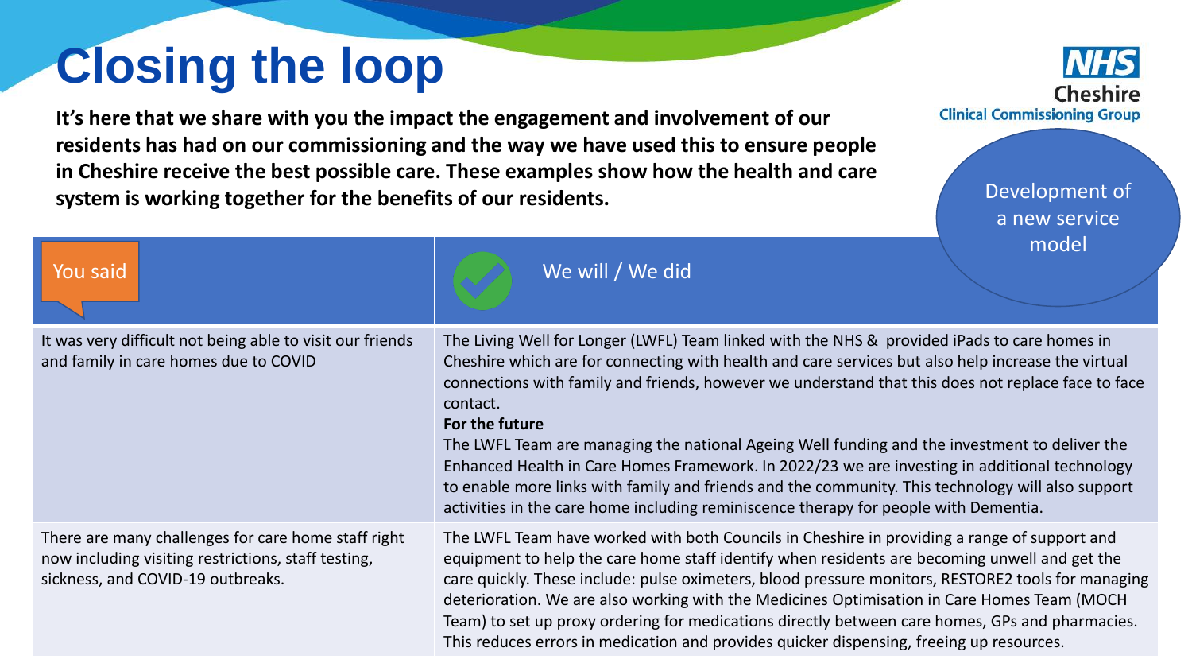# Closing the loop

**It's here that we share with you the impact the engagement and involvement of our residents has had on our commissioning and the way we have used this to ensure people in Cheshire receive the best possible care. These examples show how the health and care system is working together for the benefits of our residents.**

NHS Cheshire Clinical Commissioning Group

Development of a new service model

| You said | We will / We did |
|---|---|
| It was very difficult not being able to visit our friends and family in care homes due to COVID | The Living Well for Longer (LWFL) Team linked with the NHS & provided iPads to care homes in Cheshire which are for connecting with health and care services but also help increase the virtual connections with family and friends, however we understand that this does not replace face to face contact.<br>**For the future**<br>The LWFL Team are managing the national Ageing Well funding and the investment to deliver the Enhanced Health in Care Homes Framework. In 2022/23 we are investing in additional technology to enable more links with family and friends and the community. This technology will also support activities in the care home including reminiscence therapy for people with Dementia. |
| There are many challenges for care home staff right now including visiting restrictions, staff testing, sickness, and COVID-19 outbreaks. | The LWFL Team have worked with both Councils in Cheshire in providing a range of support and equipment to help the care home staff identify when residents are becoming unwell and get the care quickly. These include: pulse oximeters, blood pressure monitors, RESTORE2 tools for managing deterioration. We are also working with the Medicines Optimisation in Care Homes Team (MOCH Team) to set up proxy ordering for medications directly between care homes, GPs and pharmacies. This reduces errors in medication and provides quicker dispensing, freeing up resources. |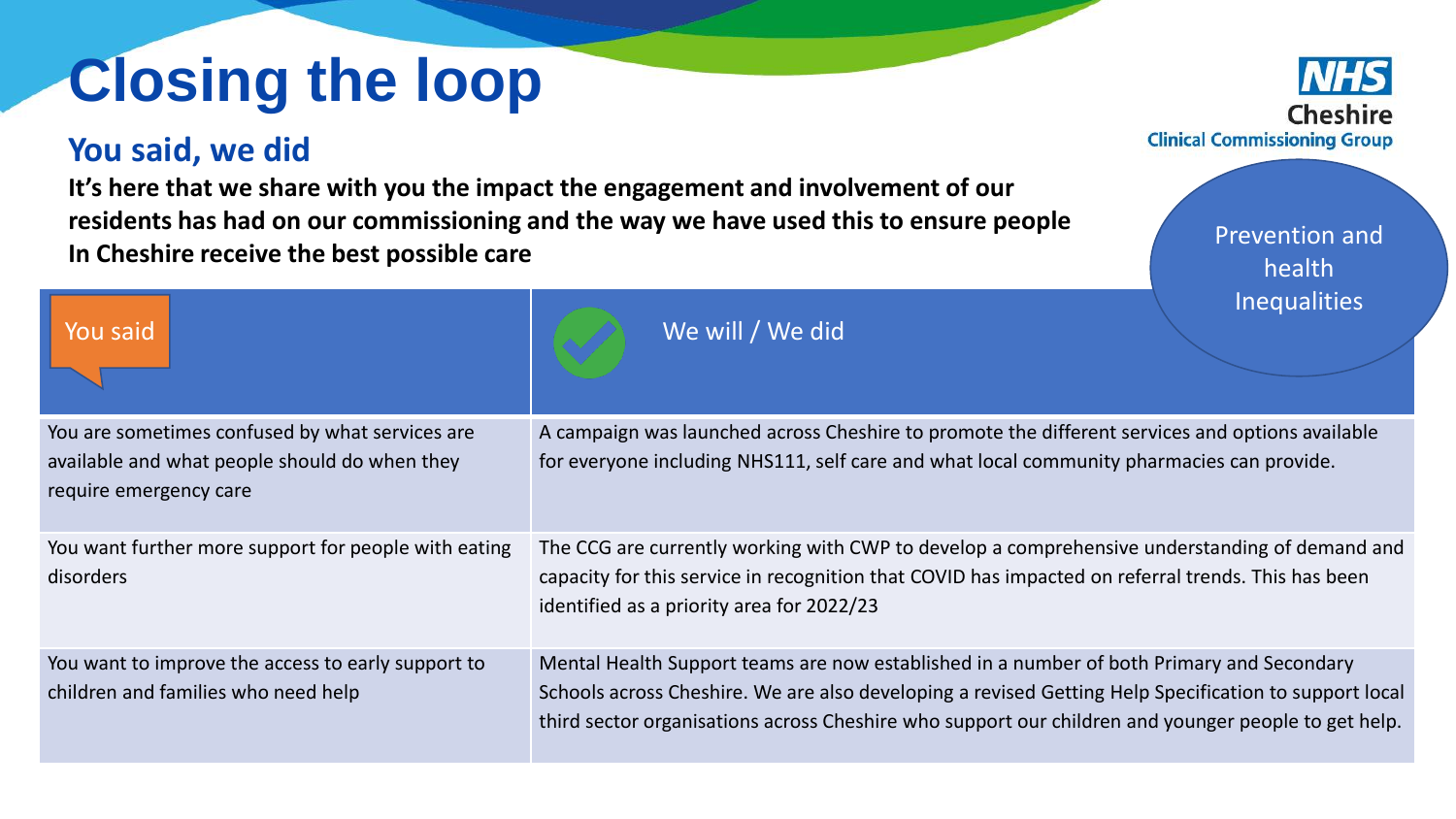# Closing the loop

NHS Cheshire Clinical Commissioning Group

## You said, we did

**It's here that we share with you the impact the engagement and involvement of our residents has had on our commissioning and the way we have used this to ensure people In Cheshire receive the best possible care**

Prevention and health Inequalities

| You said | We will / We did |
| --- | --- |
| You are sometimes confused by what services are available and what people should do when they require emergency care | A campaign was launched across Cheshire to promote the different services and options available for everyone including NHS111, self care and what local community pharmacies can provide. |
| You want further more support for people with eating disorders | The CCG are currently working with CWP to develop a comprehensive understanding of demand and capacity for this service in recognition that COVID has impacted on referral trends. This has been identified as a priority area for 2022/23 |
| You want to improve the access to early support to children and families who need help | Mental Health Support teams are now established in a number of both Primary and Secondary Schools across Cheshire. We are also developing a revised Getting Help Specification to support local third sector organisations across Cheshire who support our children and younger people to get help. |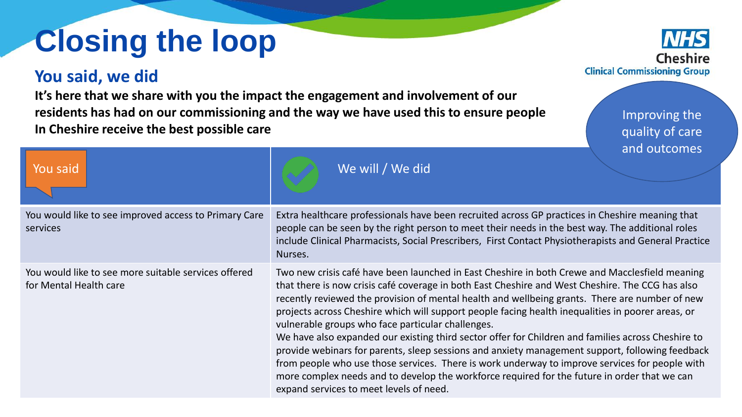# Closing the loop

## You said, we did

**It's here that we share with you the impact the engagement and involvement of our residents has had on our commissioning and the way we have used this to ensure people In Cheshire receive the best possible care**

NHS Cheshire Clinical Commissioning Group

Improving the quality of care and outcomes

| You said | We will / We did |
| --- | --- |
| You would like to see improved access to Primary Care services | Extra healthcare professionals have been recruited across GP practices in Cheshire meaning that people can be seen by the right person to meet their needs in the best way. The additional roles include Clinical Pharmacists, Social Prescribers, First Contact Physiotherapists and General Practice Nurses. |
| You would like to see more suitable services offered for Mental Health care | Two new crisis café have been launched in East Cheshire in both Crewe and Macclesfield meaning that there is now crisis café coverage in both East Cheshire and West Cheshire. The CCG has also recently reviewed the provision of mental health and wellbeing grants. There are number of new projects across Cheshire which will support people facing health inequalities in poorer areas, or vulnerable groups who face particular challenges.<br>We have also expanded our existing third sector offer for Children and families across Cheshire to provide webinars for parents, sleep sessions and anxiety management support, following feedback from people who use those services. There is work underway to improve services for people with more complex needs and to develop the workforce required for the future in order that we can expand services to meet levels of need. |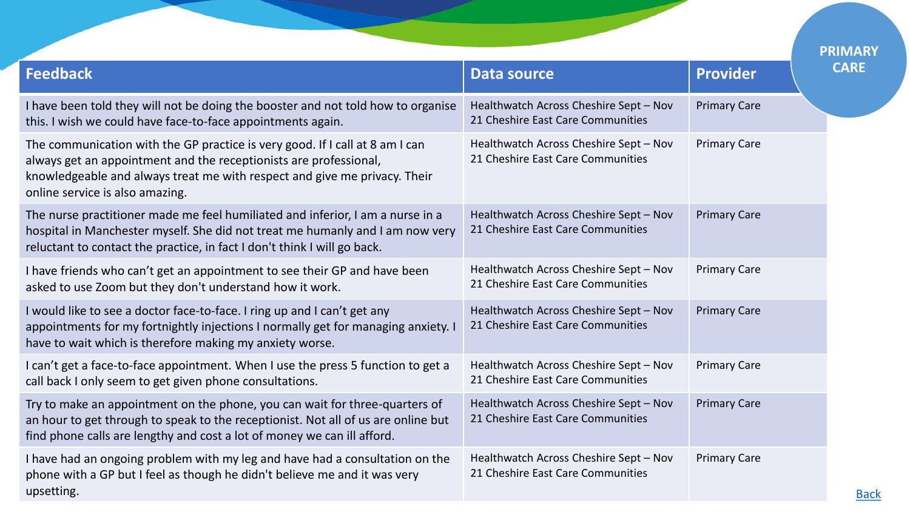PRIMARY CARE

| Feedback | Data source | Provider |
| --- | --- | --- |
| I have been told they will not be doing the booster and not told how to organise this. I wish we could have face-to-face appointments again. | Healthwatch Across Cheshire Sept – Nov 21 Cheshire East Care Communities | Primary Care |
| The communication with the GP practice is very good. If I call at 8 am I can always get an appointment and the receptionists are professional, knowledgeable and always treat me with respect and give me privacy. Their online service is also amazing. | Healthwatch Across Cheshire Sept – Nov 21 Cheshire East Care Communities | Primary Care |
| The nurse practitioner made me feel humiliated and inferior, I am a nurse in a hospital in Manchester myself. She did not treat me humanly and I am now very reluctant to contact the practice, in fact I don't think I will go back. | Healthwatch Across Cheshire Sept – Nov 21 Cheshire East Care Communities | Primary Care |
| I have friends who can't get an appointment to see their GP and have been asked to use Zoom but they don't understand how it work. | Healthwatch Across Cheshire Sept – Nov 21 Cheshire East Care Communities | Primary Care |
| I would like to see a doctor face-to-face. I ring up and I can't get any appointments for my fortnightly injections I normally get for managing anxiety. I have to wait which is therefore making my anxiety worse. | Healthwatch Across Cheshire Sept – Nov 21 Cheshire East Care Communities | Primary Care |
| I can't get a face-to-face appointment. When I use the press 5 function to get a call back I only seem to get given phone consultations. | Healthwatch Across Cheshire Sept – Nov 21 Cheshire East Care Communities | Primary Care |
| Try to make an appointment on the phone, you can wait for three-quarters of an hour to get through to speak to the receptionist. Not all of us are online but find phone calls are lengthy and cost a lot of money we can ill afford. | Healthwatch Across Cheshire Sept – Nov 21 Cheshire East Care Communities | Primary Care |
| I have had an ongoing problem with my leg and have had a consultation on the phone with a GP but I feel as though he didn't believe me and it was very upsetting. | Healthwatch Across Cheshire Sept – Nov 21 Cheshire East Care Communities | Primary Care |

Back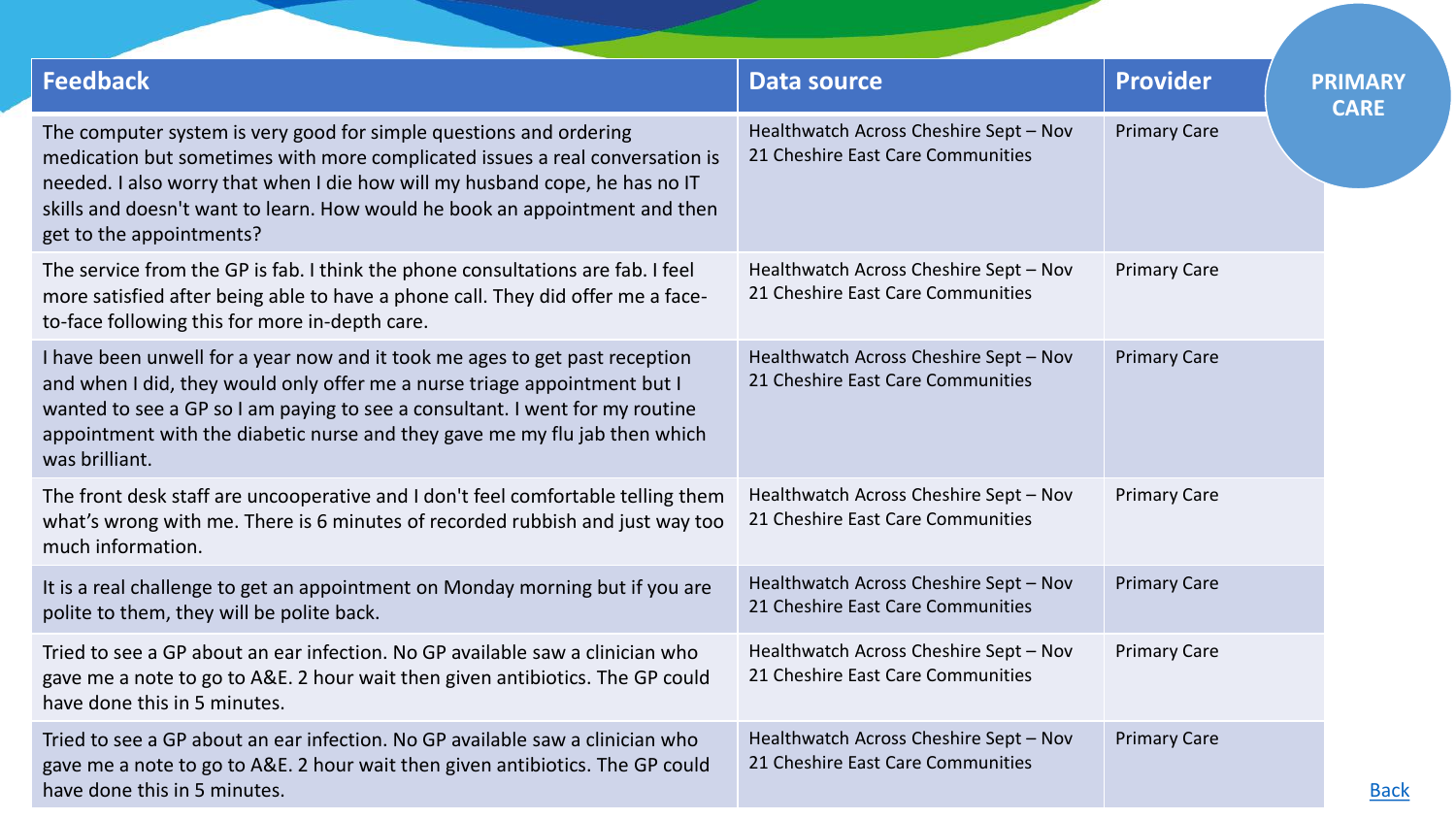**PRIMARY CARE**

| Feedback | Data source | Provider |
| --- | --- | --- |
| The computer system is very good for simple questions and ordering medication but sometimes with more complicated issues a real conversation is needed. I also worry that when I die how will my husband cope, he has no IT skills and doesn't want to learn. How would he book an appointment and then get to the appointments? | Healthwatch Across Cheshire Sept – Nov 21 Cheshire East Care Communities | Primary Care |
| The service from the GP is fab. I think the phone consultations are fab. I feel more satisfied after being able to have a phone call. They did offer me a face-to-face following this for more in-depth care. | Healthwatch Across Cheshire Sept – Nov 21 Cheshire East Care Communities | Primary Care |
| I have been unwell for a year now and it took me ages to get past reception and when I did, they would only offer me a nurse triage appointment but I wanted to see a GP so I am paying to see a consultant. I went for my routine appointment with the diabetic nurse and they gave me my flu jab then which was brilliant. | Healthwatch Across Cheshire Sept – Nov 21 Cheshire East Care Communities | Primary Care |
| The front desk staff are uncooperative and I don't feel comfortable telling them what's wrong with me. There is 6 minutes of recorded rubbish and just way too much information. | Healthwatch Across Cheshire Sept – Nov 21 Cheshire East Care Communities | Primary Care |
| It is a real challenge to get an appointment on Monday morning but if you are polite to them, they will be polite back. | Healthwatch Across Cheshire Sept – Nov 21 Cheshire East Care Communities | Primary Care |
| Tried to see a GP about an ear infection. No GP available saw a clinician who gave me a note to go to A&E. 2 hour wait then given antibiotics. The GP could have done this in 5 minutes. | Healthwatch Across Cheshire Sept – Nov 21 Cheshire East Care Communities | Primary Care |
| Tried to see a GP about an ear infection. No GP available saw a clinician who gave me a note to go to A&E. 2 hour wait then given antibiotics. The GP could have done this in 5 minutes. | Healthwatch Across Cheshire Sept – Nov 21 Cheshire East Care Communities | Primary Care |

Back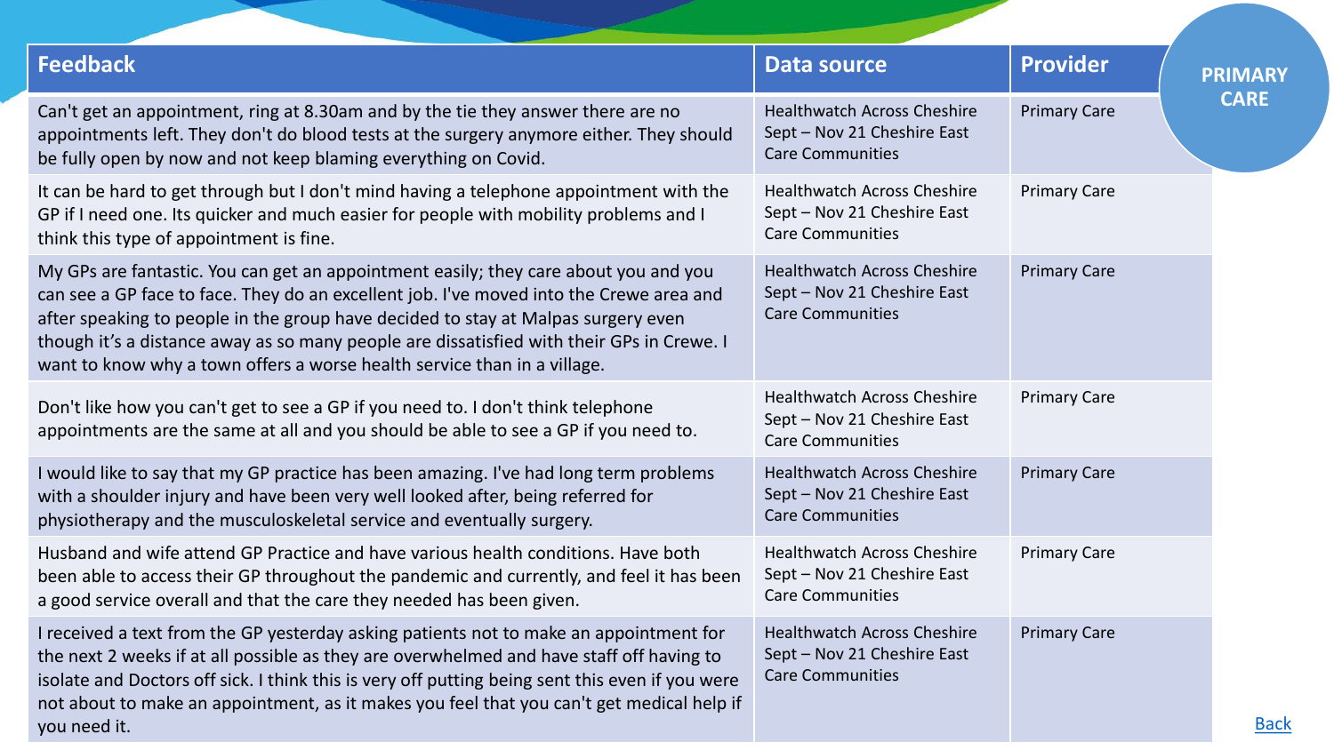# PRIMARY CARE

| Feedback | Data source | Provider |
|---|---|---|
| Can't get an appointment, ring at 8.30am and by the tie they answer there are no appointments left. They don't do blood tests at the surgery anymore either. They should be fully open by now and not keep blaming everything on Covid. | Healthwatch Across Cheshire Sept – Nov 21 Cheshire East Care Communities | Primary Care |
| It can be hard to get through but I don't mind having a telephone appointment with the GP if I need one. Its quicker and much easier for people with mobility problems and I think this type of appointment is fine. | Healthwatch Across Cheshire Sept – Nov 21 Cheshire East Care Communities | Primary Care |
| My GPs are fantastic. You can get an appointment easily; they care about you and you can see a GP face to face. They do an excellent job. I've moved into the Crewe area and after speaking to people in the group have decided to stay at Malpas surgery even though it's a distance away as so many people are dissatisfied with their GPs in Crewe. I want to know why a town offers a worse health service than in a village. | Healthwatch Across Cheshire Sept – Nov 21 Cheshire East Care Communities | Primary Care |
| Don't like how you can't get to see a GP if you need to. I don't think telephone appointments are the same at all and you should be able to see a GP if you need to. | Healthwatch Across Cheshire Sept – Nov 21 Cheshire East Care Communities | Primary Care |
| I would like to say that my GP practice has been amazing. I've had long term problems with a shoulder injury and have been very well looked after, being referred for physiotherapy and the musculoskeletal service and eventually surgery. | Healthwatch Across Cheshire Sept – Nov 21 Cheshire East Care Communities | Primary Care |
| Husband and wife attend GP Practice and have various health conditions. Have both been able to access their GP throughout the pandemic and currently, and feel it has been a good service overall and that the care they needed has been given. | Healthwatch Across Cheshire Sept – Nov 21 Cheshire East Care Communities | Primary Care |
| I received a text from the GP yesterday asking patients not to make an appointment for the next 2 weeks if at all possible as they are overwhelmed and have staff off having to isolate and Doctors off sick. I think this is very off putting being sent this even if you were not about to make an appointment, as it makes you feel that you can't get medical help if you need it. | Healthwatch Across Cheshire Sept – Nov 21 Cheshire East Care Communities | Primary Care |

Back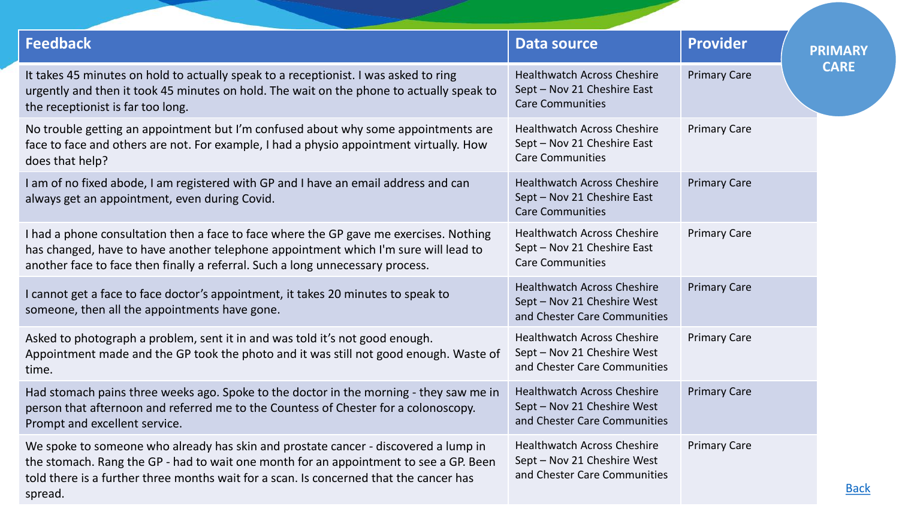# PRIMARY CARE

| Feedback | Data source | Provider |
|---|---|---|
| It takes 45 minutes on hold to actually speak to a receptionist. I was asked to ring urgently and then it took 45 minutes on hold. The wait on the phone to actually speak to the receptionist is far too long. | Healthwatch Across Cheshire Sept – Nov 21 Cheshire East Care Communities | Primary Care |
| No trouble getting an appointment but I'm confused about why some appointments are face to face and others are not. For example, I had a physio appointment virtually. How does that help? | Healthwatch Across Cheshire Sept – Nov 21 Cheshire East Care Communities | Primary Care |
| I am of no fixed abode, I am registered with GP and I have an email address and can always get an appointment, even during Covid. | Healthwatch Across Cheshire Sept – Nov 21 Cheshire East Care Communities | Primary Care |
| I had a phone consultation then a face to face where the GP gave me exercises. Nothing has changed, have to have another telephone appointment which I'm sure will lead to another face to face then finally a referral. Such a long unnecessary process. | Healthwatch Across Cheshire Sept – Nov 21 Cheshire East Care Communities | Primary Care |
| I cannot get a face to face doctor's appointment, it takes 20 minutes to speak to someone, then all the appointments have gone. | Healthwatch Across Cheshire Sept – Nov 21 Cheshire West and Chester Care Communities | Primary Care |
| Asked to photograph a problem, sent it in and was told it's not good enough. Appointment made and the GP took the photo and it was still not good enough. Waste of time. | Healthwatch Across Cheshire Sept – Nov 21 Cheshire West and Chester Care Communities | Primary Care |
| Had stomach pains three weeks ago. Spoke to the doctor in the morning - they saw me in person that afternoon and referred me to the Countess of Chester for a colonoscopy. Prompt and excellent service. | Healthwatch Across Cheshire Sept – Nov 21 Cheshire West and Chester Care Communities | Primary Care |
| We spoke to someone who already has skin and prostate cancer - discovered a lump in the stomach. Rang the GP - had to wait one month for an appointment to see a GP. Been told there is a further three months wait for a scan. Is concerned that the cancer has spread. | Healthwatch Across Cheshire Sept – Nov 21 Cheshire West and Chester Care Communities | Primary Care |

Back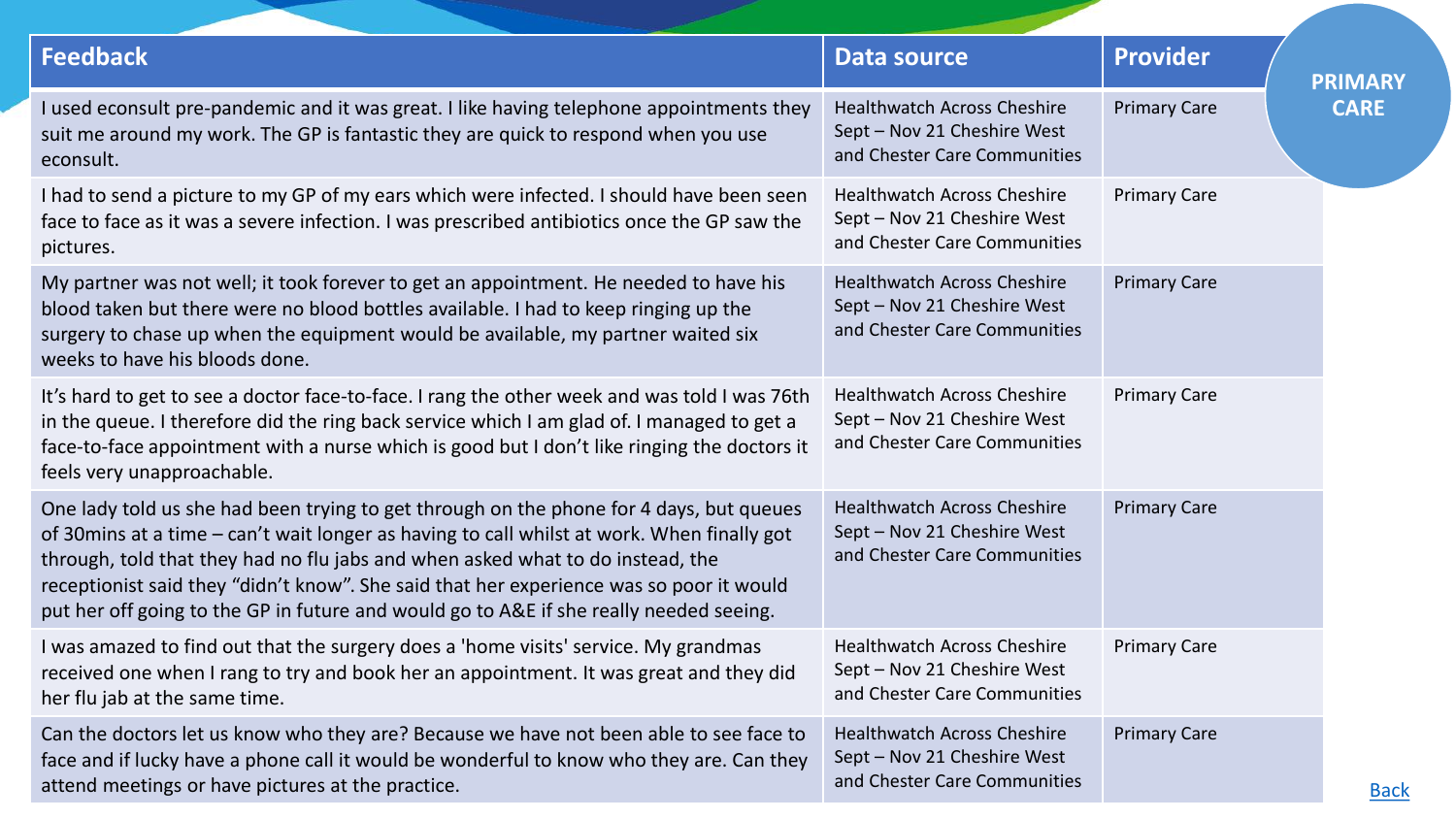PRIMARY CARE

| Feedback | Data source | Provider |
| --- | --- | --- |
| I used econsult pre-pandemic and it was great. I like having telephone appointments they suit me around my work. The GP is fantastic they are quick to respond when you use econsult. | Healthwatch Across Cheshire Sept – Nov 21 Cheshire West and Chester Care Communities | Primary Care |
| I had to send a picture to my GP of my ears which were infected. I should have been seen face to face as it was a severe infection. I was prescribed antibiotics once the GP saw the pictures. | Healthwatch Across Cheshire Sept – Nov 21 Cheshire West and Chester Care Communities | Primary Care |
| My partner was not well; it took forever to get an appointment. He needed to have his blood taken but there were no blood bottles available. I had to keep ringing up the surgery to chase up when the equipment would be available, my partner waited six weeks to have his bloods done. | Healthwatch Across Cheshire Sept – Nov 21 Cheshire West and Chester Care Communities | Primary Care |
| It's hard to get to see a doctor face-to-face. I rang the other week and was told I was 76th in the queue. I therefore did the ring back service which I am glad of. I managed to get a face-to-face appointment with a nurse which is good but I don't like ringing the doctors it feels very unapproachable. | Healthwatch Across Cheshire Sept – Nov 21 Cheshire West and Chester Care Communities | Primary Care |
| One lady told us she had been trying to get through on the phone for 4 days, but queues of 30mins at a time – can't wait longer as having to call whilst at work. When finally got through, told that they had no flu jabs and when asked what to do instead, the receptionist said they "didn't know". She said that her experience was so poor it would put her off going to the GP in future and would go to A&E if she really needed seeing. | Healthwatch Across Cheshire Sept – Nov 21 Cheshire West and Chester Care Communities | Primary Care |
| I was amazed to find out that the surgery does a 'home visits' service. My grandmas received one when I rang to try and book her an appointment. It was great and they did her flu jab at the same time. | Healthwatch Across Cheshire Sept – Nov 21 Cheshire West and Chester Care Communities | Primary Care |
| Can the doctors let us know who they are? Because we have not been able to see face to face and if lucky have a phone call it would be wonderful to know who they are. Can they attend meetings or have pictures at the practice. | Healthwatch Across Cheshire Sept – Nov 21 Cheshire West and Chester Care Communities | Primary Care |

Back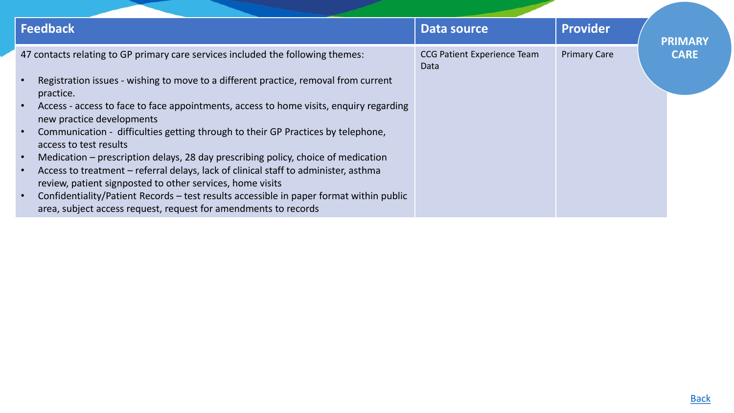**PRIMARY CARE**

| Feedback | Data source | Provider |
| --- | --- | --- |
| 47 contacts relating to GP primary care services included the following themes:<br>• Registration issues - wishing to move to a different practice, removal from current practice.<br>• Access - access to face to face appointments, access to home visits, enquiry regarding new practice developments<br>• Communication - difficulties getting through to their GP Practices by telephone, access to test results<br>• Medication – prescription delays, 28 day prescribing policy, choice of medication<br>• Access to treatment – referral delays, lack of clinical staff to administer, asthma review, patient signposted to other services, home visits<br>• Confidentiality/Patient Records – test results accessible in paper format within public area, subject access request, request for amendments to records | CCG Patient Experience Team Data | Primary Care |

Back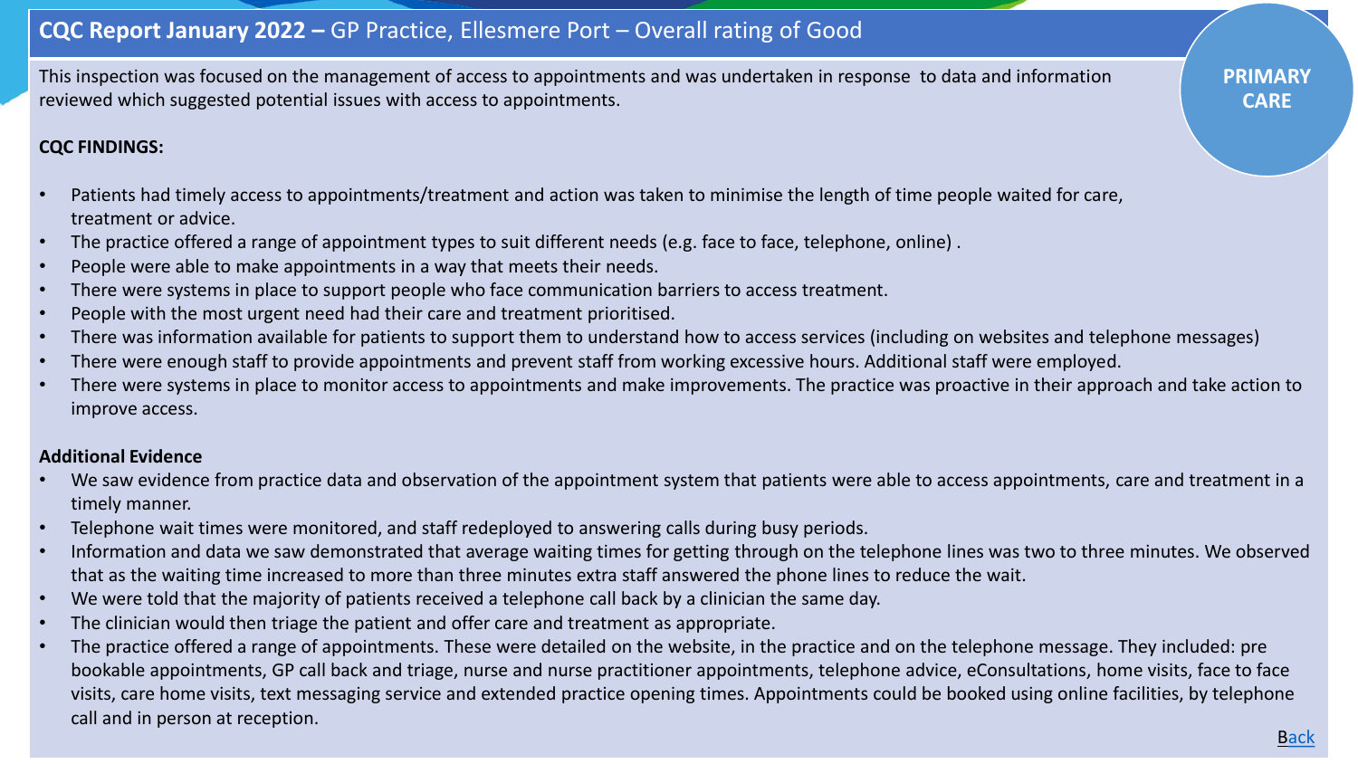# **CQC Report January 2022 –** GP Practice, Ellesmere Port – Overall rating of Good

**PRIMARY CARE**

This inspection was focused on the management of access to appointments and was undertaken in response to data and information reviewed which suggested potential issues with access to appointments.

**CQC FINDINGS:**

- Patients had timely access to appointments/treatment and action was taken to minimise the length of time people waited for care, treatment or advice.
- The practice offered a range of appointment types to suit different needs (e.g. face to face, telephone, online) .
- People were able to make appointments in a way that meets their needs.
- There were systems in place to support people who face communication barriers to access treatment.
- People with the most urgent need had their care and treatment prioritised.
- There was information available for patients to support them to understand how to access services (including on websites and telephone messages)
- There were enough staff to provide appointments and prevent staff from working excessive hours. Additional staff were employed.
- There were systems in place to monitor access to appointments and make improvements. The practice was proactive in their approach and take action to improve access.

**Additional Evidence**

- We saw evidence from practice data and observation of the appointment system that patients were able to access appointments, care and treatment in a timely manner.
- Telephone wait times were monitored, and staff redeployed to answering calls during busy periods.
- Information and data we saw demonstrated that average waiting times for getting through on the telephone lines was two to three minutes. We observed that as the waiting time increased to more than three minutes extra staff answered the phone lines to reduce the wait.
- We were told that the majority of patients received a telephone call back by a clinician the same day.
- The clinician would then triage the patient and offer care and treatment as appropriate.
- The practice offered a range of appointments. These were detailed on the website, in the practice and on the telephone message. They included: pre bookable appointments, GP call back and triage, nurse and nurse practitioner appointments, telephone advice, eConsultations, home visits, face to face visits, care home visits, text messaging service and extended practice opening times. Appointments could be booked using online facilities, by telephone call and in person at reception.

Back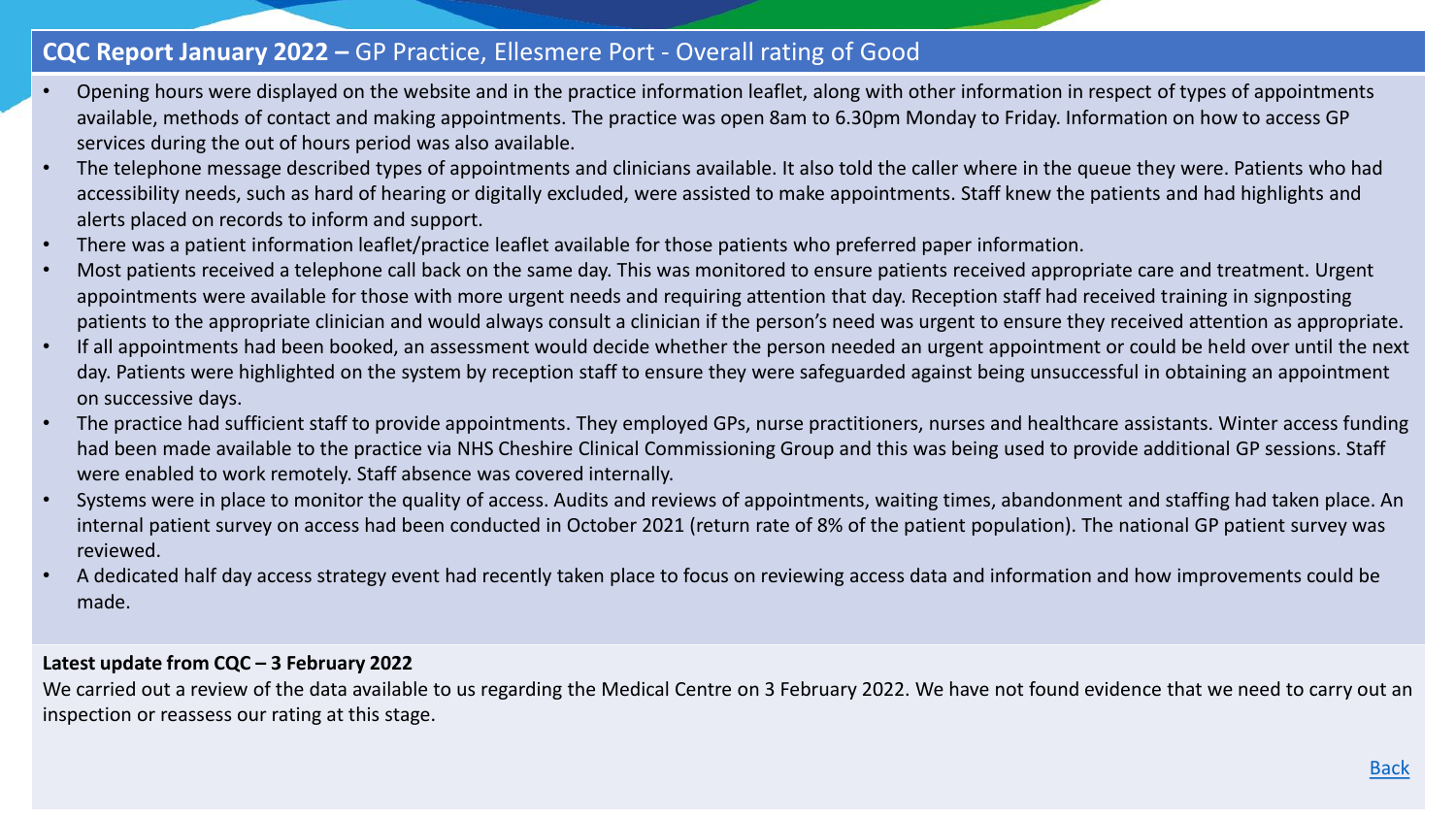## **CQC Report January 2022 –** GP Practice, Ellesmere Port - Overall rating of Good

- Opening hours were displayed on the website and in the practice information leaflet, along with other information in respect of types of appointments available, methods of contact and making appointments. The practice was open 8am to 6.30pm Monday to Friday. Information on how to access GP services during the out of hours period was also available.
- The telephone message described types of appointments and clinicians available. It also told the caller where in the queue they were. Patients who had accessibility needs, such as hard of hearing or digitally excluded, were assisted to make appointments. Staff knew the patients and had highlights and alerts placed on records to inform and support.
- There was a patient information leaflet/practice leaflet available for those patients who preferred paper information.
- Most patients received a telephone call back on the same day. This was monitored to ensure patients received appropriate care and treatment. Urgent appointments were available for those with more urgent needs and requiring attention that day. Reception staff had received training in signposting patients to the appropriate clinician and would always consult a clinician if the person's need was urgent to ensure they received attention as appropriate.
- If all appointments had been booked, an assessment would decide whether the person needed an urgent appointment or could be held over until the next day. Patients were highlighted on the system by reception staff to ensure they were safeguarded against being unsuccessful in obtaining an appointment on successive days.
- The practice had sufficient staff to provide appointments. They employed GPs, nurse practitioners, nurses and healthcare assistants. Winter access funding had been made available to the practice via NHS Cheshire Clinical Commissioning Group and this was being used to provide additional GP sessions. Staff were enabled to work remotely. Staff absence was covered internally.
- Systems were in place to monitor the quality of access. Audits and reviews of appointments, waiting times, abandonment and staffing had taken place. An internal patient survey on access had been conducted in October 2021 (return rate of 8% of the patient population). The national GP patient survey was reviewed.
- A dedicated half day access strategy event had recently taken place to focus on reviewing access data and information and how improvements could be made.

**Latest update from CQC – 3 February 2022**

We carried out a review of the data available to us regarding the Medical Centre on 3 February 2022. We have not found evidence that we need to carry out an inspection or reassess our rating at this stage.

Back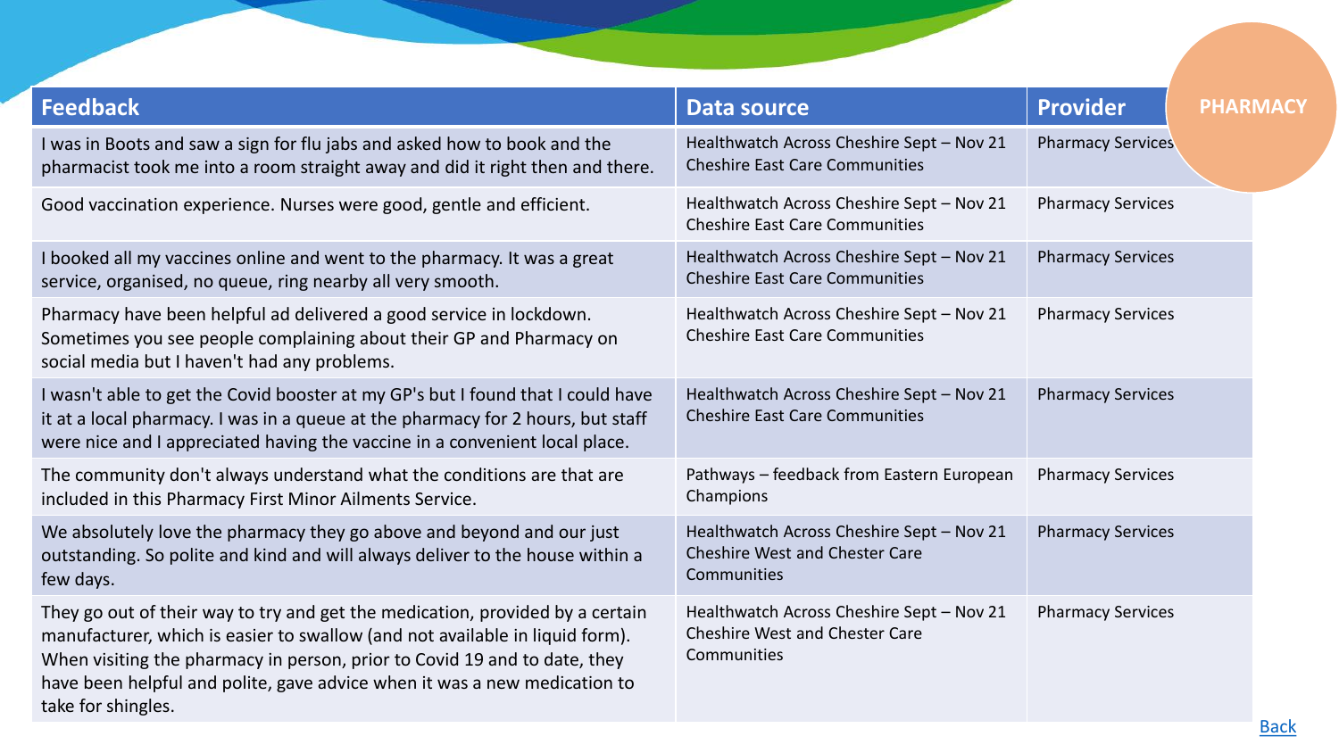PHARMACY

| Feedback | Data source | Provider |
| --- | --- | --- |
| I was in Boots and saw a sign for flu jabs and asked how to book and the pharmacist took me into a room straight away and did it right then and there. | Healthwatch Across Cheshire Sept – Nov 21 Cheshire East Care Communities | Pharmacy Services |
| Good vaccination experience. Nurses were good, gentle and efficient. | Healthwatch Across Cheshire Sept – Nov 21 Cheshire East Care Communities | Pharmacy Services |
| I booked all my vaccines online and went to the pharmacy. It was a great service, organised, no queue, ring nearby all very smooth. | Healthwatch Across Cheshire Sept – Nov 21 Cheshire East Care Communities | Pharmacy Services |
| Pharmacy have been helpful ad delivered a good service in lockdown. Sometimes you see people complaining about their GP and Pharmacy on social media but I haven't had any problems. | Healthwatch Across Cheshire Sept – Nov 21 Cheshire East Care Communities | Pharmacy Services |
| I wasn't able to get the Covid booster at my GP's but I found that I could have it at a local pharmacy. I was in a queue at the pharmacy for 2 hours, but staff were nice and I appreciated having the vaccine in a convenient local place. | Healthwatch Across Cheshire Sept – Nov 21 Cheshire East Care Communities | Pharmacy Services |
| The community don't always understand what the conditions are that are included in this Pharmacy First Minor Ailments Service. | Pathways – feedback from Eastern European Champions | Pharmacy Services |
| We absolutely love the pharmacy they go above and beyond and our just outstanding. So polite and kind and will always deliver to the house within a few days. | Healthwatch Across Cheshire Sept – Nov 21 Cheshire West and Chester Care Communities | Pharmacy Services |
| They go out of their way to try and get the medication, provided by a certain manufacturer, which is easier to swallow (and not available in liquid form). When visiting the pharmacy in person, prior to Covid 19 and to date, they have been helpful and polite, gave advice when it was a new medication to take for shingles. | Healthwatch Across Cheshire Sept – Nov 21 Cheshire West and Chester Care Communities | Pharmacy Services |

Back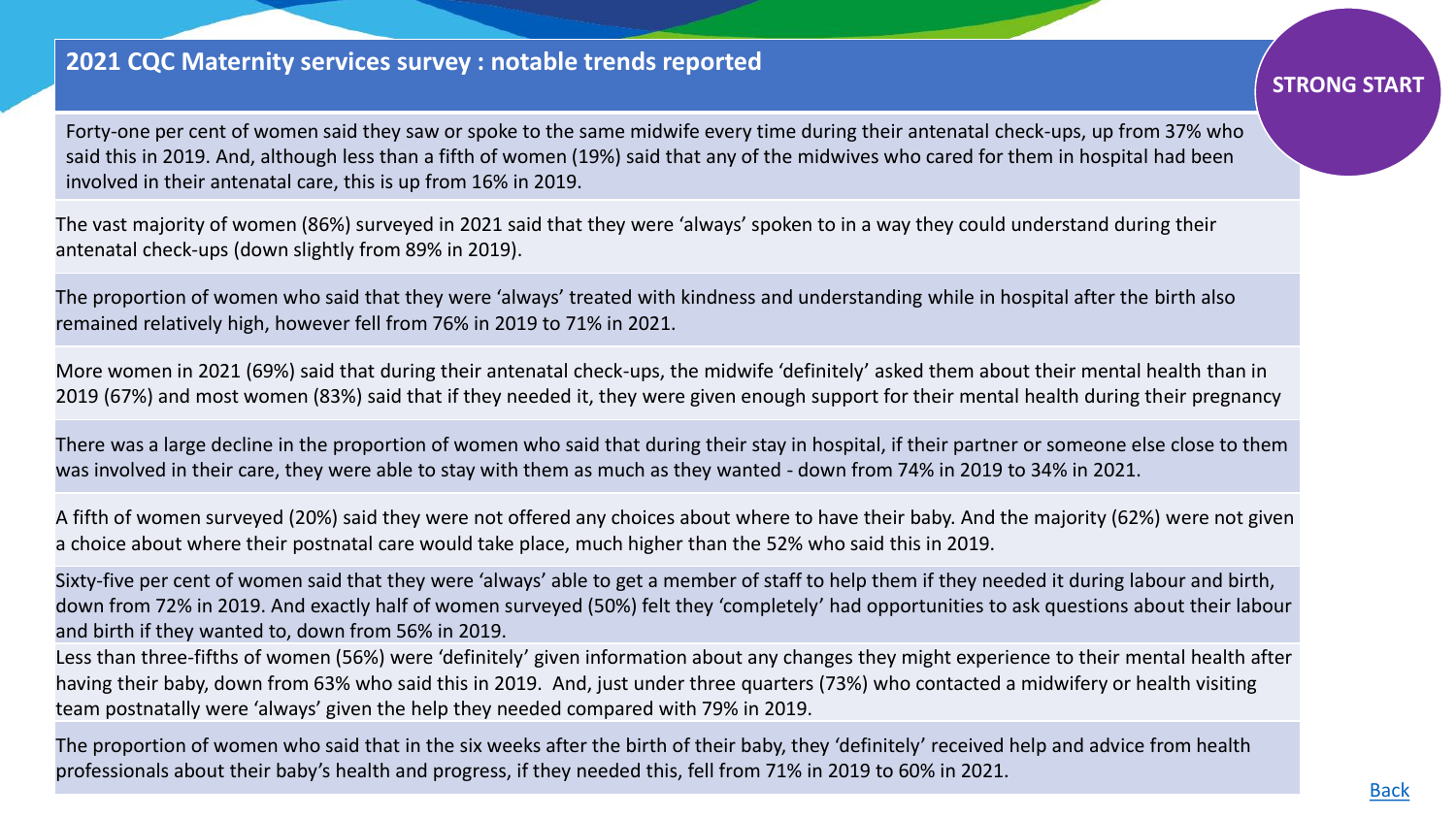## 2021 CQC Maternity services survey : notable trends reported

**STRONG START**

Forty-one per cent of women said they saw or spoke to the same midwife every time during their antenatal check-ups, up from 37% who said this in 2019. And, although less than a fifth of women (19%) said that any of the midwives who cared for them in hospital had been involved in their antenatal care, this is up from 16% in 2019.

The vast majority of women (86%) surveyed in 2021 said that they were 'always' spoken to in a way they could understand during their antenatal check-ups (down slightly from 89% in 2019).

The proportion of women who said that they were 'always' treated with kindness and understanding while in hospital after the birth also remained relatively high, however fell from 76% in 2019 to 71% in 2021.

More women in 2021 (69%) said that during their antenatal check-ups, the midwife 'definitely' asked them about their mental health than in 2019 (67%) and most women (83%) said that if they needed it, they were given enough support for their mental health during their pregnancy

There was a large decline in the proportion of women who said that during their stay in hospital, if their partner or someone else close to them was involved in their care, they were able to stay with them as much as they wanted - down from 74% in 2019 to 34% in 2021.

A fifth of women surveyed (20%) said they were not offered any choices about where to have their baby. And the majority (62%) were not given a choice about where their postnatal care would take place, much higher than the 52% who said this in 2019.

Sixty-five per cent of women said that they were 'always' able to get a member of staff to help them if they needed it during labour and birth, down from 72% in 2019. And exactly half of women surveyed (50%) felt they 'completely' had opportunities to ask questions about their labour and birth if they wanted to, down from 56% in 2019.

Less than three-fifths of women (56%) were 'definitely' given information about any changes they might experience to their mental health after having their baby, down from 63% who said this in 2019. And, just under three quarters (73%) who contacted a midwifery or health visiting team postnatally were 'always' given the help they needed compared with 79% in 2019.

The proportion of women who said that in the six weeks after the birth of their baby, they 'definitely' received help and advice from health professionals about their baby's health and progress, if they needed this, fell from 71% in 2019 to 60% in 2021.

Back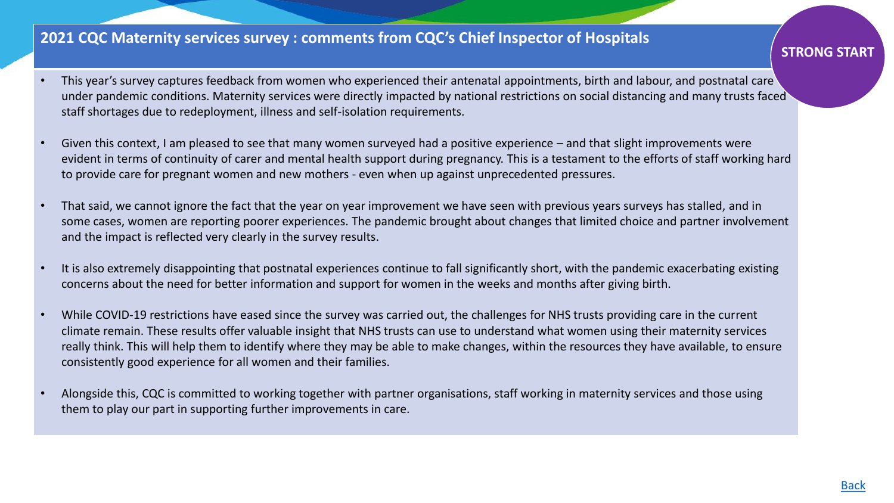## 2021 CQC Maternity services survey : comments from CQC's Chief Inspector of Hospitals

**STRONG START**

- This year's survey captures feedback from women who experienced their antenatal appointments, birth and labour, and postnatal care under pandemic conditions. Maternity services were directly impacted by national restrictions on social distancing and many trusts faced staff shortages due to redeployment, illness and self-isolation requirements.

- Given this context, I am pleased to see that many women surveyed had a positive experience – and that slight improvements were evident in terms of continuity of carer and mental health support during pregnancy. This is a testament to the efforts of staff working hard to provide care for pregnant women and new mothers - even when up against unprecedented pressures.

- That said, we cannot ignore the fact that the year on year improvement we have seen with previous years surveys has stalled, and in some cases, women are reporting poorer experiences. The pandemic brought about changes that limited choice and partner involvement and the impact is reflected very clearly in the survey results.

- It is also extremely disappointing that postnatal experiences continue to fall significantly short, with the pandemic exacerbating existing concerns about the need for better information and support for women in the weeks and months after giving birth.

- While COVID-19 restrictions have eased since the survey was carried out, the challenges for NHS trusts providing care in the current climate remain. These results offer valuable insight that NHS trusts can use to understand what women using their maternity services really think. This will help them to identify where they may be able to make changes, within the resources they have available, to ensure consistently good experience for all women and their families.

- Alongside this, CQC is committed to working together with partner organisations, staff working in maternity services and those using them to play our part in supporting further improvements in care.

Back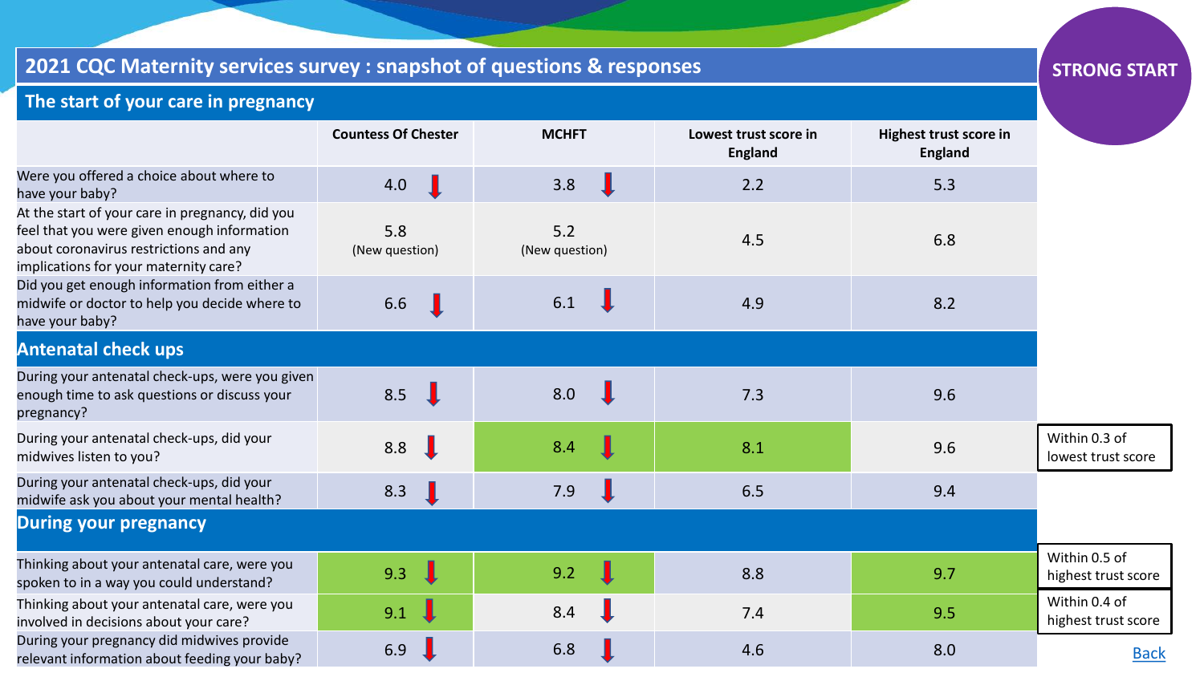# 2021 CQC Maternity services survey : snapshot of questions & responses

**STRONG START**

## The start of your care in pregnancy

| | Countess Of Chester | MCHFT | Lowest trust score in England | Highest trust score in England |
|---|---|---|---|---|
| Were you offered a choice about where to have your baby? | 4.0 ↓ | 3.8 ↓ | 2.2 | 5.3 |
| At the start of your care in pregnancy, did you feel that you were given enough information about coronavirus restrictions and any implications for your maternity care? | 5.8 (New question) | 5.2 (New question) | 4.5 | 6.8 |
| Did you get enough information from either a midwife or doctor to help you decide where to have your baby? | 6.6 ↓ | 6.1 ↓ | 4.9 | 8.2 |
| **Antenatal check ups** | | | | |
| During your antenatal check-ups, were you given enough time to ask questions or discuss your pregnancy? | 8.5 ↓ | 8.0 ↓ | 7.3 | 9.6 |
| During your antenatal check-ups, did your midwives listen to you? | 8.8 ↓ | 8.4 ↓ | 8.1 | 9.6 |
| During your antenatal check-ups, did your midwife ask you about your mental health? | 8.3 ↓ | 7.9 ↓ | 6.5 | 9.4 |
| **During your pregnancy** | | | | |
| Thinking about your antenatal care, were you spoken to in a way you could understand? | 9.3 ↓ | 9.2 ↓ | 8.8 | 9.7 |
| Thinking about your antenatal care, were you involved in decisions about your care? | 9.1 ↓ | 8.4 ↓ | 7.4 | 9.5 |
| During your pregnancy did midwives provide relevant information about feeding your baby? | 6.9 ↓ | 6.8 ↓ | 4.6 | 8.0 |

During your antenatal check-ups, did your midwives listen to you? – MCHFT: Within 0.3 of lowest trust score

Thinking about your antenatal care, were you spoken to in a way you could understand? – Countess Of Chester and MCHFT: Within 0.5 of highest trust score

Thinking about your antenatal care, were you involved in decisions about your care? – Countess Of Chester: Within 0.4 of highest trust score

Back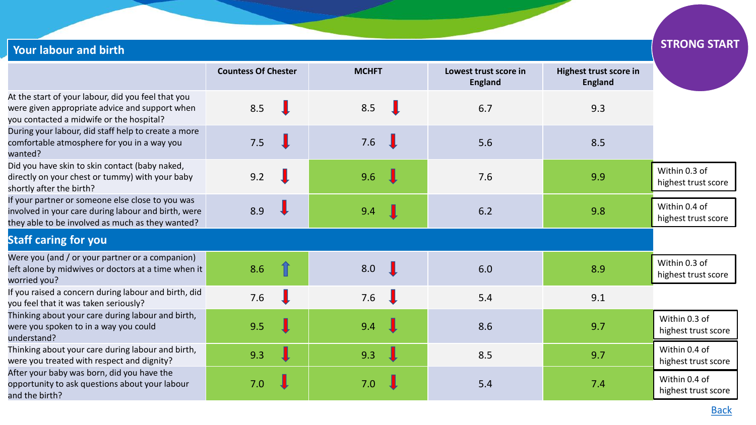**STRONG START**

## Your labour and birth

| | Countess Of Chester | MCHFT | Lowest trust score in England | Highest trust score in England | |
|---|---|---|---|---|---|
| At the start of your labour, did you feel that you were given appropriate advice and support when you contacted a midwife or the hospital? | 8.5 ↓ | 8.5 ↓ | 6.7 | 9.3 | |
| During your labour, did staff help to create a more comfortable atmosphere for you in a way you wanted? | 7.5 ↓ | 7.6 ↓ | 5.6 | 8.5 | |
| Did you have skin to skin contact (baby naked, directly on your chest or tummy) with your baby shortly after the birth? | 9.2 ↓ | 9.6 ↓ | 7.6 | 9.9 | Within 0.3 of highest trust score |
| If your partner or someone else close to you was involved in your care during labour and birth, were they able to be involved as much as they wanted? | 8.9 ↓ | 9.4 ↓ | 6.2 | 9.8 | Within 0.4 of highest trust score |
| **Staff caring for you** | | | | | |
| Were you (and / or your partner or a companion) left alone by midwives or doctors at a time when it worried you? | 8.6 ↑ | 8.0 ↓ | 6.0 | 8.9 | Within 0.3 of highest trust score |
| If you raised a concern during labour and birth, did you feel that it was taken seriously? | 7.6 ↓ | 7.6 ↓ | 5.4 | 9.1 | |
| Thinking about your care during labour and birth, were you spoken to in a way you could understand? | 9.5 ↓ | 9.4 ↓ | 8.6 | 9.7 | Within 0.3 of highest trust score |
| Thinking about your care during labour and birth, were you treated with respect and dignity? | 9.3 ↓ | 9.3 ↓ | 8.5 | 9.7 | Within 0.4 of highest trust score |
| After your baby was born, did you have the opportunity to ask questions about your labour and the birth? | 7.0 ↓ | 7.0 ↓ | 5.4 | 7.4 | Within 0.4 of highest trust score |

Back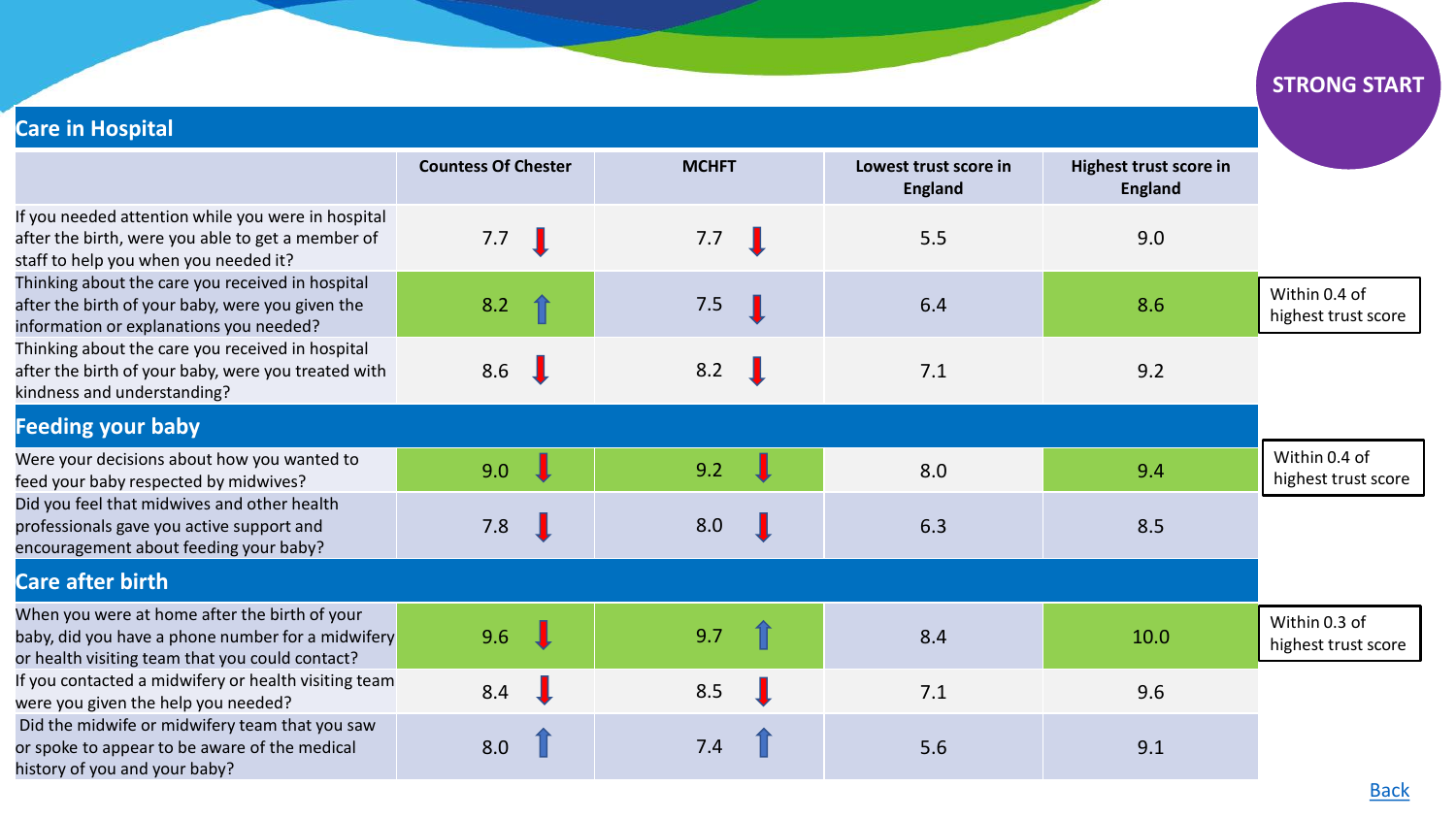STRONG START

## Care in Hospital

| | Countess Of Chester | MCHFT | Lowest trust score in England | Highest trust score in England | |
|---|---|---|---|---|---|
| If you needed attention while you were in hospital after the birth, were you able to get a member of staff to help you when you needed it? | 7.7 ↓ | 7.7 ↓ | 5.5 | 9.0 | |
| Thinking about the care you received in hospital after the birth of your baby, were you given the information or explanations you needed? | 8.2 ↑ | 7.5 ↓ | 6.4 | 8.6 | Within 0.4 of highest trust score |
| Thinking about the care you received in hospital after the birth of your baby, were you treated with kindness and understanding? | 8.6 ↓ | 8.2 ↓ | 7.1 | 9.2 | |
| **Feeding your baby** | | | | | |
| Were your decisions about how you wanted to feed your baby respected by midwives? | 9.0 ↓ | 9.2 ↓ | 8.0 | 9.4 | Within 0.4 of highest trust score |
| Did you feel that midwives and other health professionals gave you active support and encouragement about feeding your baby? | 7.8 ↓ | 8.0 ↓ | 6.3 | 8.5 | |
| **Care after birth** | | | | | |
| When you were at home after the birth of your baby, did you have a phone number for a midwifery or health visiting team that you could contact? | 9.6 ↓ | 9.7 ↑ | 8.4 | 10.0 | Within 0.3 of highest trust score |
| If you contacted a midwifery or health visiting team were you given the help you needed? | 8.4 ↓ | 8.5 ↓ | 7.1 | 9.6 | |
| Did the midwife or midwifery team that you saw or spoke to appear to be aware of the medical history of you and your baby? | 8.0 ↑ | 7.4 ↑ | 5.6 | 9.1 | |

Back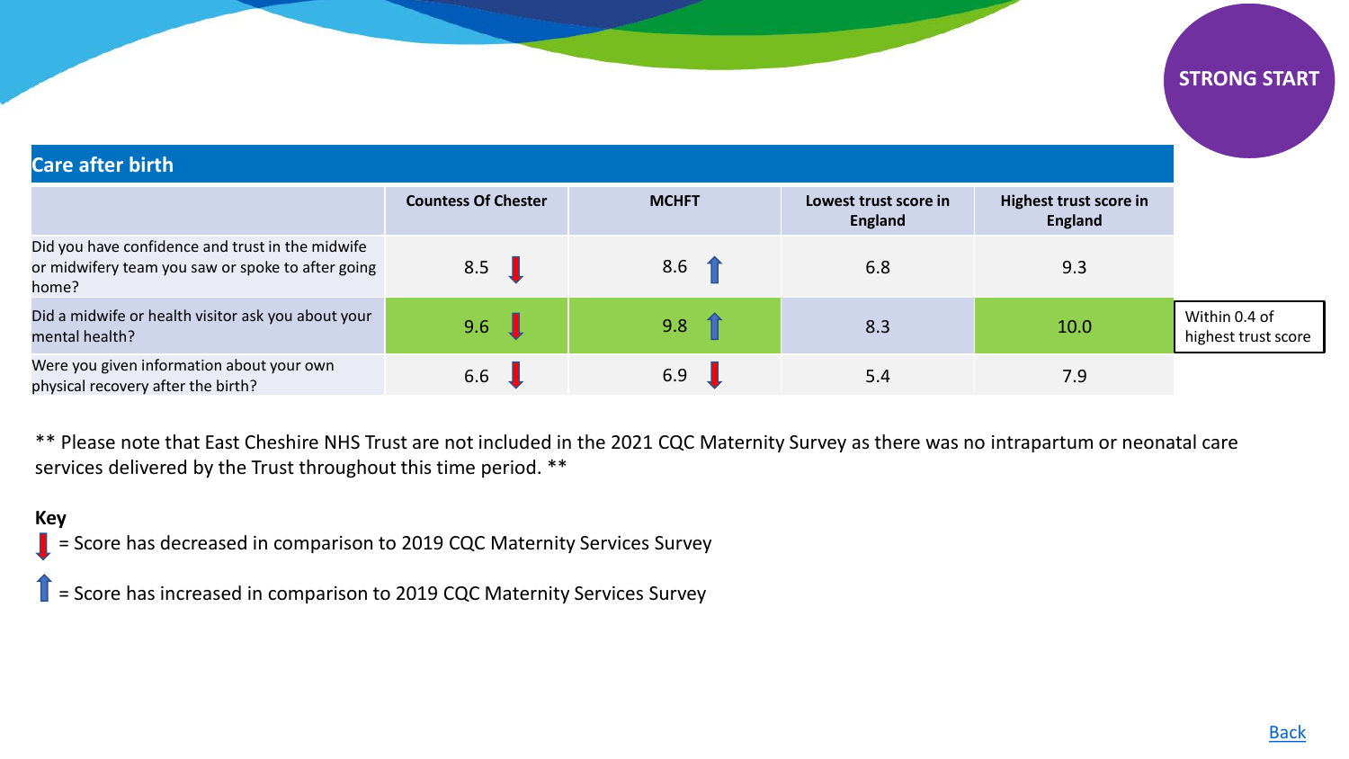STRONG START

## Care after birth

| | Countess Of Chester | MCHFT | Lowest trust score in England | Highest trust score in England | |
|---|---|---|---|---|---|
| Did you have confidence and trust in the midwife or midwifery team you saw or spoke to after going home? | 8.5 ↓ | 8.6 ↑ | 6.8 | 9.3 | |
| Did a midwife or health visitor ask you about your mental health? | 9.6 ↓ | 9.8 ↑ | 8.3 | 10.0 | Within 0.4 of highest trust score |
| Were you given information about your own physical recovery after the birth? | 6.6 ↓ | 6.9 ↓ | 5.4 | 7.9 | |

** Please note that East Cheshire NHS Trust are not included in the 2021 CQC Maternity Survey as there was no intrapartum or neonatal care services delivered by the Trust throughout this time period. **

**Key**

↓ = Score has decreased in comparison to 2019 CQC Maternity Services Survey

↑ = Score has increased in comparison to 2019 CQC Maternity Services Survey

Back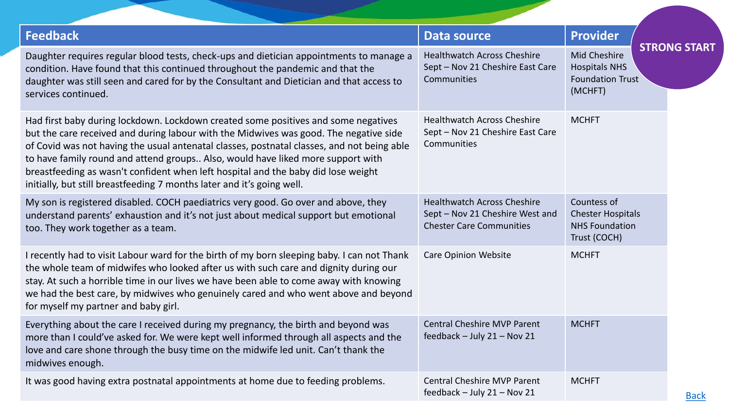**STRONG START**

| Feedback | Data source | Provider |
| --- | --- | --- |
| Daughter requires regular blood tests, check-ups and dietician appointments to manage a condition. Have found that this continued throughout the pandemic and that the daughter was still seen and cared for by the Consultant and Dietician and that access to services continued. | Healthwatch Across Cheshire Sept – Nov 21 Cheshire East Care Communities | Mid Cheshire Hospitals NHS Foundation Trust (MCHFT) |
| Had first baby during lockdown. Lockdown created some positives and some negatives but the care received and during labour with the Midwives was good. The negative side of Covid was not having the usual antenatal classes, postnatal classes, and not being able to have family round and attend groups.. Also, would have liked more support with breastfeeding as wasn't confident when left hospital and the baby did lose weight initially, but still breastfeeding 7 months later and it's going well. | Healthwatch Across Cheshire Sept – Nov 21 Cheshire East Care Communities | MCHFT |
| My son is registered disabled. COCH paediatrics very good. Go over and above, they understand parents' exhaustion and it's not just about medical support but emotional too. They work together as a team. | Healthwatch Across Cheshire Sept – Nov 21 Cheshire West and Chester Care Communities | Countess of Chester Hospitals NHS Foundation Trust (COCH) |
| I recently had to visit Labour ward for the birth of my born sleeping baby. I can not Thank the whole team of midwifes who looked after us with such care and dignity during our stay. At such a horrible time in our lives we have been able to come away with knowing we had the best care, by midwives who genuinely cared and who went above and beyond for myself my partner and baby girl. | Care Opinion Website | MCHFT |
| Everything about the care I received during my pregnancy, the birth and beyond was more than I could've asked for. We were kept well informed through all aspects and the love and care shone through the busy time on the midwife led unit. Can't thank the midwives enough. | Central Cheshire MVP Parent feedback – July 21 – Nov 21 | MCHFT |
| It was good having extra postnatal appointments at home due to feeding problems. | Central Cheshire MVP Parent feedback – July 21 – Nov 21 | MCHFT |

Back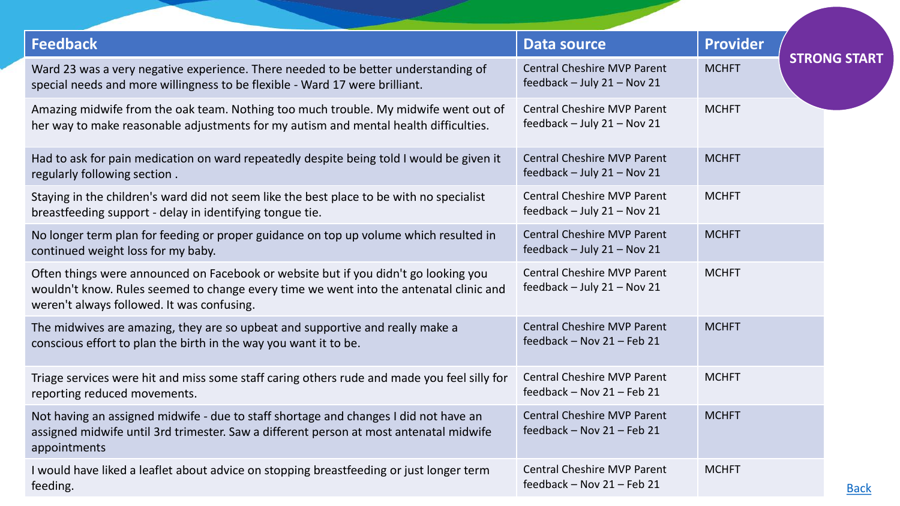**STRONG START**

| Feedback | Data source | Provider |
|---|---|---|
| Ward 23 was a very negative experience. There needed to be better understanding of special needs and more willingness to be flexible - Ward 17 were brilliant. | Central Cheshire MVP Parent feedback – July 21 – Nov 21 | MCHFT |
| Amazing midwife from the oak team. Nothing too much trouble. My midwife went out of her way to make reasonable adjustments for my autism and mental health difficulties. | Central Cheshire MVP Parent feedback – July 21 – Nov 21 | MCHFT |
| Had to ask for pain medication on ward repeatedly despite being told I would be given it regularly following section . | Central Cheshire MVP Parent feedback – July 21 – Nov 21 | MCHFT |
| Staying in the children's ward did not seem like the best place to be with no specialist breastfeeding support - delay in identifying tongue tie. | Central Cheshire MVP Parent feedback – July 21 – Nov 21 | MCHFT |
| No longer term plan for feeding or proper guidance on top up volume which resulted in continued weight loss for my baby. | Central Cheshire MVP Parent feedback – July 21 – Nov 21 | MCHFT |
| Often things were announced on Facebook or website but if you didn't go looking you wouldn't know. Rules seemed to change every time we went into the antenatal clinic and weren't always followed. It was confusing. | Central Cheshire MVP Parent feedback – July 21 – Nov 21 | MCHFT |
| The midwives are amazing, they are so upbeat and supportive and really make a conscious effort to plan the birth in the way you want it to be. | Central Cheshire MVP Parent feedback – Nov 21 – Feb 21 | MCHFT |
| Triage services were hit and miss some staff caring others rude and made you feel silly for reporting reduced movements. | Central Cheshire MVP Parent feedback – Nov 21 – Feb 21 | MCHFT |
| Not having an assigned midwife - due to staff shortage and changes I did not have an assigned midwife until 3rd trimester. Saw a different person at most antenatal midwife appointments | Central Cheshire MVP Parent feedback – Nov 21 – Feb 21 | MCHFT |
| I would have liked a leaflet about advice on stopping breastfeeding or just longer term feeding. | Central Cheshire MVP Parent feedback – Nov 21 – Feb 21 | MCHFT |

Back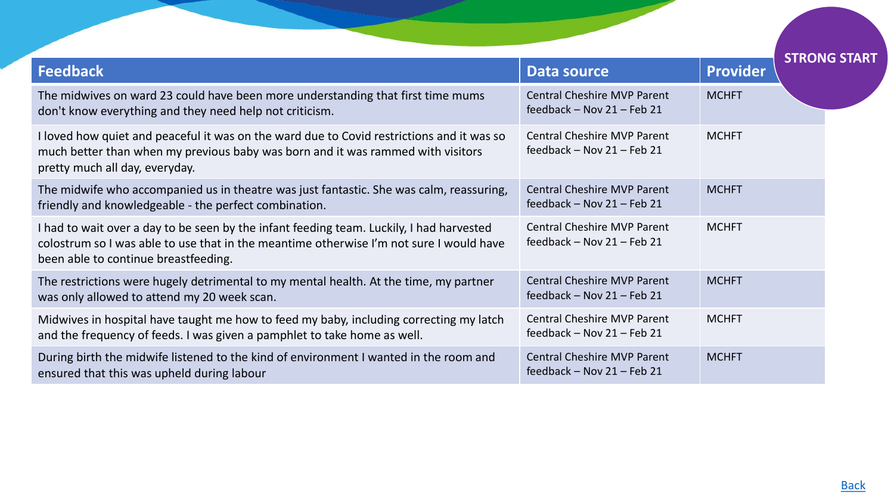STRONG START

| Feedback | Data source | Provider |
|---|---|---|
| The midwives on ward 23 could have been more understanding that first time mums don't know everything and they need help not criticism. | Central Cheshire MVP Parent feedback – Nov 21 – Feb 21 | MCHFT |
| I loved how quiet and peaceful it was on the ward due to Covid restrictions and it was so much better than when my previous baby was born and it was rammed with visitors pretty much all day, everyday. | Central Cheshire MVP Parent feedback – Nov 21 – Feb 21 | MCHFT |
| The midwife who accompanied us in theatre was just fantastic. She was calm, reassuring, friendly and knowledgeable - the perfect combination. | Central Cheshire MVP Parent feedback – Nov 21 – Feb 21 | MCHFT |
| I had to wait over a day to be seen by the infant feeding team. Luckily, I had harvested colostrum so I was able to use that in the meantime otherwise I'm not sure I would have been able to continue breastfeeding. | Central Cheshire MVP Parent feedback – Nov 21 – Feb 21 | MCHFT |
| The restrictions were hugely detrimental to my mental health. At the time, my partner was only allowed to attend my 20 week scan. | Central Cheshire MVP Parent feedback – Nov 21 – Feb 21 | MCHFT |
| Midwives in hospital have taught me how to feed my baby, including correcting my latch and the frequency of feeds. I was given a pamphlet to take home as well. | Central Cheshire MVP Parent feedback – Nov 21 – Feb 21 | MCHFT |
| During birth the midwife listened to the kind of environment I wanted in the room and ensured that this was upheld during labour | Central Cheshire MVP Parent feedback – Nov 21 – Feb 21 | MCHFT |

Back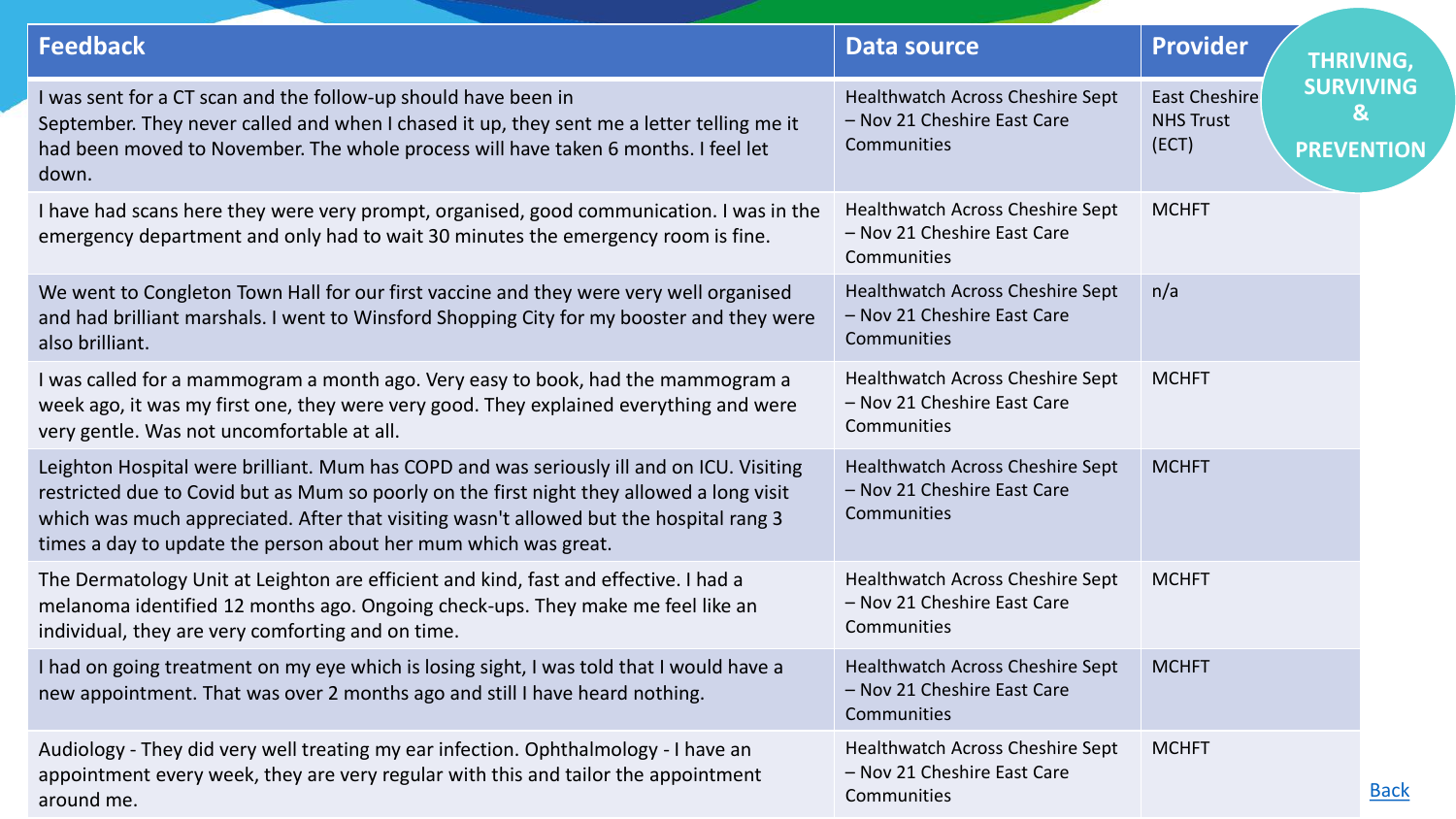**THRIVING, SURVIVING & PREVENTION**

| Feedback | Data source | Provider |
| --- | --- | --- |
| I was sent for a CT scan and the follow-up should have been in September. They never called and when I chased it up, they sent me a letter telling me it had been moved to November. The whole process will have taken 6 months. I feel let down. | Healthwatch Across Cheshire Sept – Nov 21 Cheshire East Care Communities | East Cheshire NHS Trust (ECT) |
| I have had scans here they were very prompt, organised, good communication. I was in the emergency department and only had to wait 30 minutes the emergency room is fine. | Healthwatch Across Cheshire Sept – Nov 21 Cheshire East Care Communities | MCHFT |
| We went to Congleton Town Hall for our first vaccine and they were very well organised and had brilliant marshals. I went to Winsford Shopping City for my booster and they were also brilliant. | Healthwatch Across Cheshire Sept – Nov 21 Cheshire East Care Communities | n/a |
| I was called for a mammogram a month ago. Very easy to book, had the mammogram a week ago, it was my first one, they were very good. They explained everything and were very gentle. Was not uncomfortable at all. | Healthwatch Across Cheshire Sept – Nov 21 Cheshire East Care Communities | MCHFT |
| Leighton Hospital were brilliant. Mum has COPD and was seriously ill and on ICU. Visiting restricted due to Covid but as Mum so poorly on the first night they allowed a long visit which was much appreciated. After that visiting wasn't allowed but the hospital rang 3 times a day to update the person about her mum which was great. | Healthwatch Across Cheshire Sept – Nov 21 Cheshire East Care Communities | MCHFT |
| The Dermatology Unit at Leighton are efficient and kind, fast and effective. I had a melanoma identified 12 months ago. Ongoing check-ups. They make me feel like an individual, they are very comforting and on time. | Healthwatch Across Cheshire Sept – Nov 21 Cheshire East Care Communities | MCHFT |
| I had on going treatment on my eye which is losing sight, I was told that I would have a new appointment. That was over 2 months ago and still I have heard nothing. | Healthwatch Across Cheshire Sept – Nov 21 Cheshire East Care Communities | MCHFT |
| Audiology - They did very well treating my ear infection. Ophthalmology - I have an appointment every week, they are very regular with this and tailor the appointment around me. | Healthwatch Across Cheshire Sept – Nov 21 Cheshire East Care Communities | MCHFT |

Back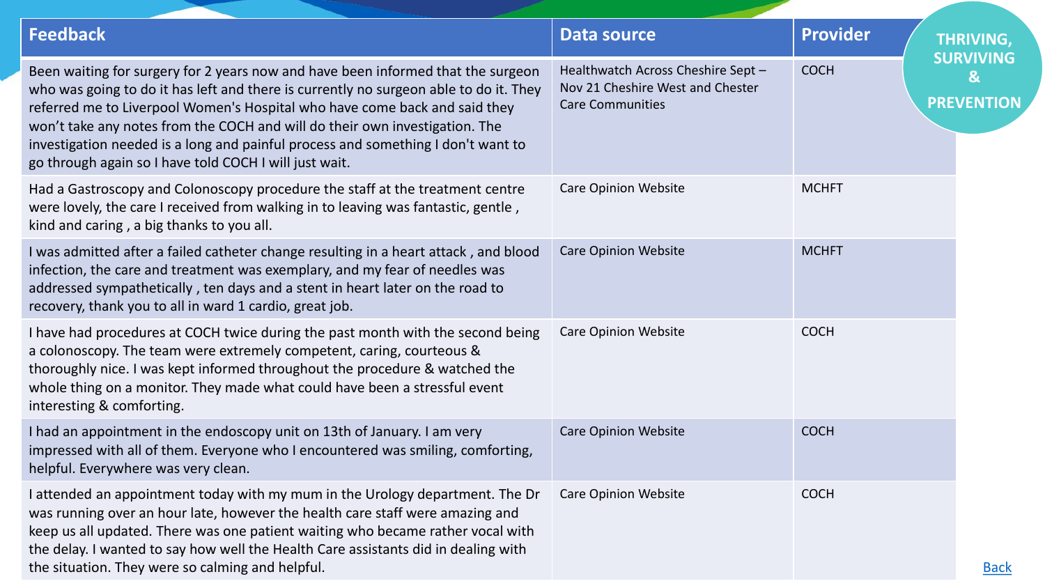**THRIVING, SURVIVING & PREVENTION**

| Feedback | Data source | Provider |
|---|---|---|
| Been waiting for surgery for 2 years now and have been informed that the surgeon who was going to do it has left and there is currently no surgeon able to do it. They referred me to Liverpool Women's Hospital who have come back and said they won't take any notes from the COCH and will do their own investigation. The investigation needed is a long and painful process and something I don't want to go through again so I have told COCH I will just wait. | Healthwatch Across Cheshire Sept – Nov 21 Cheshire West and Chester Care Communities | COCH |
| Had a Gastroscopy and Colonoscopy procedure the staff at the treatment centre were lovely, the care I received from walking in to leaving was fantastic, gentle , kind and caring , a big thanks to you all. | Care Opinion Website | MCHFT |
| I was admitted after a failed catheter change resulting in a heart attack , and blood infection, the care and treatment was exemplary, and my fear of needles was addressed sympathetically , ten days and a stent in heart later on the road to recovery, thank you to all in ward 1 cardio, great job. | Care Opinion Website | MCHFT |
| I have had procedures at COCH twice during the past month with the second being a colonoscopy. The team were extremely competent, caring, courteous & thoroughly nice. I was kept informed throughout the procedure & watched the whole thing on a monitor. They made what could have been a stressful event interesting & comforting. | Care Opinion Website | COCH |
| I had an appointment in the endoscopy unit on 13th of January. I am very impressed with all of them. Everyone who I encountered was smiling, comforting, helpful. Everywhere was very clean. | Care Opinion Website | COCH |
| I attended an appointment today with my mum in the Urology department. The Dr was running over an hour late, however the health care staff were amazing and keep us all updated. There was one patient waiting who became rather vocal with the delay. I wanted to say how well the Health Care assistants did in dealing with the situation. They were so calming and helpful. | Care Opinion Website | COCH |

Back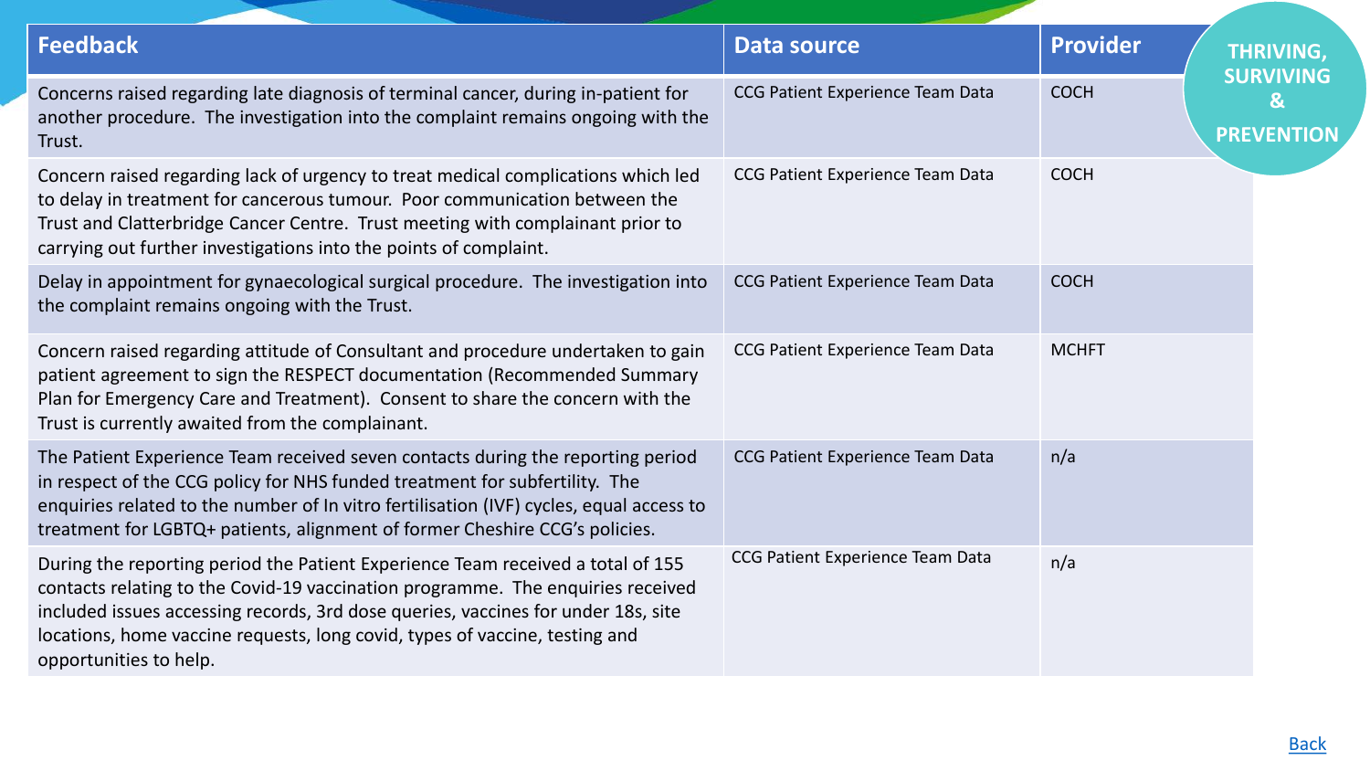THRIVING, SURVIVING & PREVENTION

| Feedback | Data source | Provider |
|---|---|---|
| Concerns raised regarding late diagnosis of terminal cancer, during in-patient for another procedure. The investigation into the complaint remains ongoing with the Trust. | CCG Patient Experience Team Data | COCH |
| Concern raised regarding lack of urgency to treat medical complications which led to delay in treatment for cancerous tumour. Poor communication between the Trust and Clatterbridge Cancer Centre. Trust meeting with complainant prior to carrying out further investigations into the points of complaint. | CCG Patient Experience Team Data | COCH |
| Delay in appointment for gynaecological surgical procedure. The investigation into the complaint remains ongoing with the Trust. | CCG Patient Experience Team Data | COCH |
| Concern raised regarding attitude of Consultant and procedure undertaken to gain patient agreement to sign the RESPECT documentation (Recommended Summary Plan for Emergency Care and Treatment). Consent to share the concern with the Trust is currently awaited from the complainant. | CCG Patient Experience Team Data | MCHFT |
| The Patient Experience Team received seven contacts during the reporting period in respect of the CCG policy for NHS funded treatment for subfertility. The enquiries related to the number of In vitro fertilisation (IVF) cycles, equal access to treatment for LGBTQ+ patients, alignment of former Cheshire CCG's policies. | CCG Patient Experience Team Data | n/a |
| During the reporting period the Patient Experience Team received a total of 155 contacts relating to the Covid-19 vaccination programme. The enquiries received included issues accessing records, 3rd dose queries, vaccines for under 18s, site locations, home vaccine requests, long covid, types of vaccine, testing and opportunities to help. | CCG Patient Experience Team Data | n/a |

Back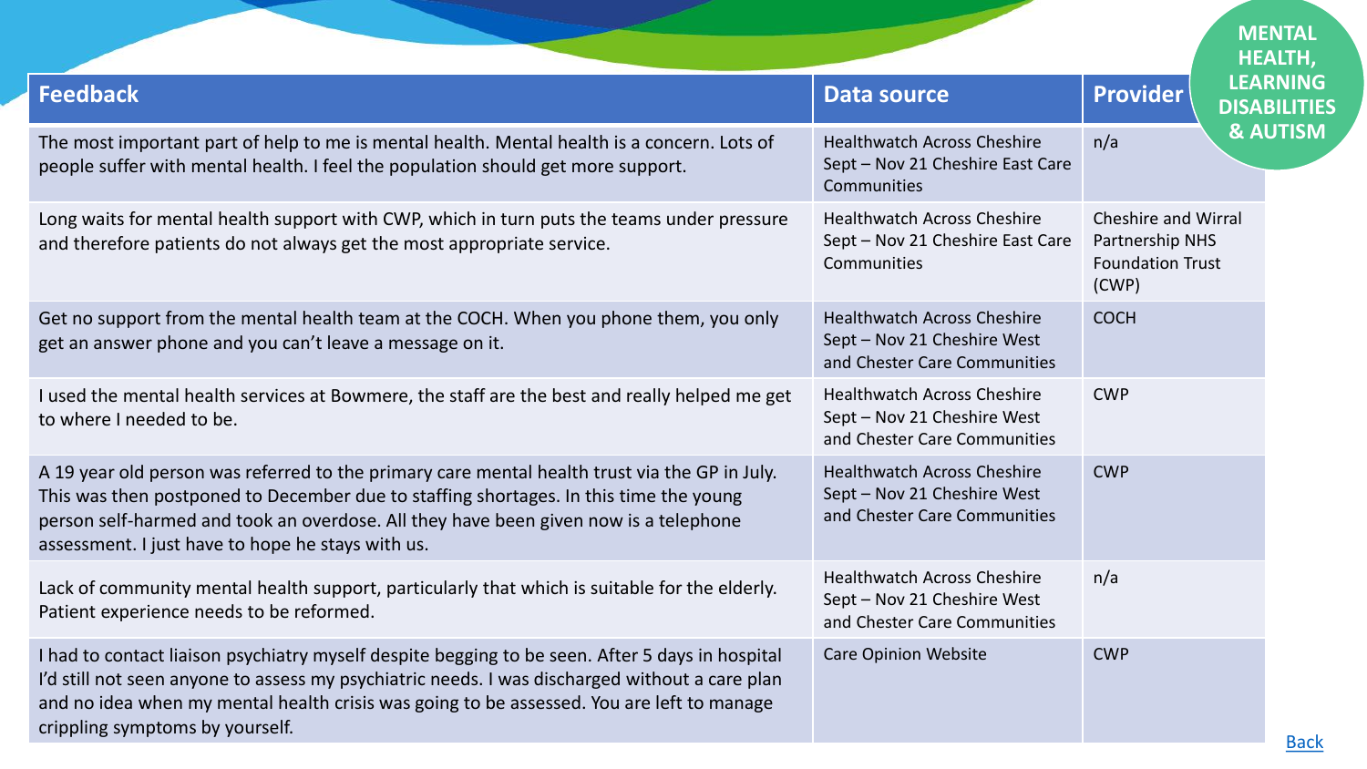# MENTAL HEALTH, LEARNING DISABILITIES & AUTISM

| Feedback | Data source | Provider |
|---|---|---|
| The most important part of help to me is mental health. Mental health is a concern. Lots of people suffer with mental health. I feel the population should get more support. | Healthwatch Across Cheshire Sept – Nov 21 Cheshire East Care Communities | n/a |
| Long waits for mental health support with CWP, which in turn puts the teams under pressure and therefore patients do not always get the most appropriate service. | Healthwatch Across Cheshire Sept – Nov 21 Cheshire East Care Communities | Cheshire and Wirral Partnership NHS Foundation Trust (CWP) |
| Get no support from the mental health team at the COCH. When you phone them, you only get an answer phone and you can't leave a message on it. | Healthwatch Across Cheshire Sept – Nov 21 Cheshire West and Chester Care Communities | COCH |
| I used the mental health services at Bowmere, the staff are the best and really helped me get to where I needed to be. | Healthwatch Across Cheshire Sept – Nov 21 Cheshire West and Chester Care Communities | CWP |
| A 19 year old person was referred to the primary care mental health trust via the GP in July. This was then postponed to December due to staffing shortages. In this time the young person self-harmed and took an overdose. All they have been given now is a telephone assessment. I just have to hope he stays with us. | Healthwatch Across Cheshire Sept – Nov 21 Cheshire West and Chester Care Communities | CWP |
| Lack of community mental health support, particularly that which is suitable for the elderly. Patient experience needs to be reformed. | Healthwatch Across Cheshire Sept – Nov 21 Cheshire West and Chester Care Communities | n/a |
| I had to contact liaison psychiatry myself despite begging to be seen. After 5 days in hospital I'd still not seen anyone to assess my psychiatric needs. I was discharged without a care plan and no idea when my mental health crisis was going to be assessed. You are left to manage crippling symptoms by yourself. | Care Opinion Website | CWP |

Back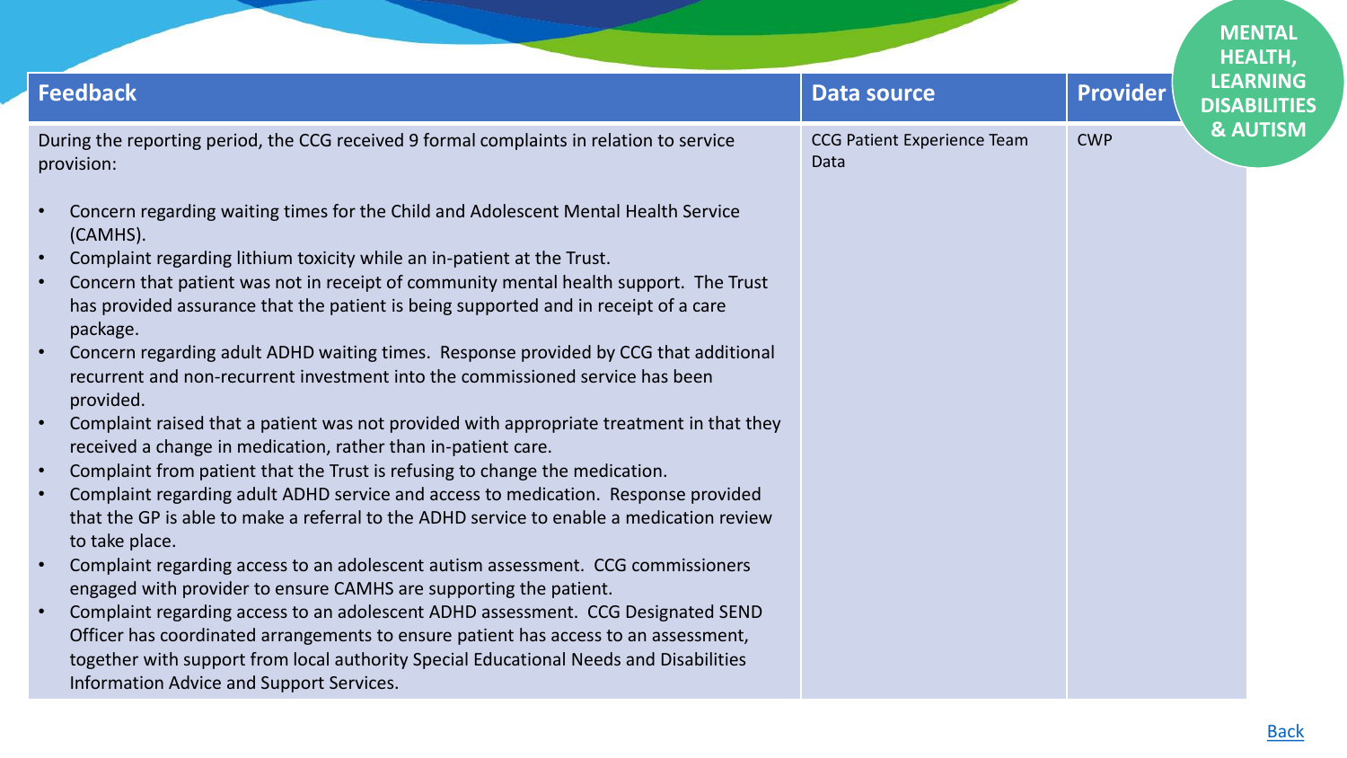**MENTAL HEALTH, LEARNING DISABILITIES & AUTISM**

| Feedback | Data source | Provider |
|---|---|---|
| During the reporting period, the CCG received 9 formal complaints in relation to service provision:<br><br>• Concern regarding waiting times for the Child and Adolescent Mental Health Service (CAMHS).<br>• Complaint regarding lithium toxicity while an in-patient at the Trust.<br>• Concern that patient was not in receipt of community mental health support. The Trust has provided assurance that the patient is being supported and in receipt of a care package.<br>• Concern regarding adult ADHD waiting times. Response provided by CCG that additional recurrent and non-recurrent investment into the commissioned service has been provided.<br>• Complaint raised that a patient was not provided with appropriate treatment in that they received a change in medication, rather than in-patient care.<br>• Complaint from patient that the Trust is refusing to change the medication.<br>• Complaint regarding adult ADHD service and access to medication. Response provided that the GP is able to make a referral to the ADHD service to enable a medication review to take place.<br>• Complaint regarding access to an adolescent autism assessment. CCG commissioners engaged with provider to ensure CAMHS are supporting the patient.<br>• Complaint regarding access to an adolescent ADHD assessment. CCG Designated SEND Officer has coordinated arrangements to ensure patient has access to an assessment, together with support from local authority Special Educational Needs and Disabilities Information Advice and Support Services. | CCG Patient Experience Team Data | CWP |

Back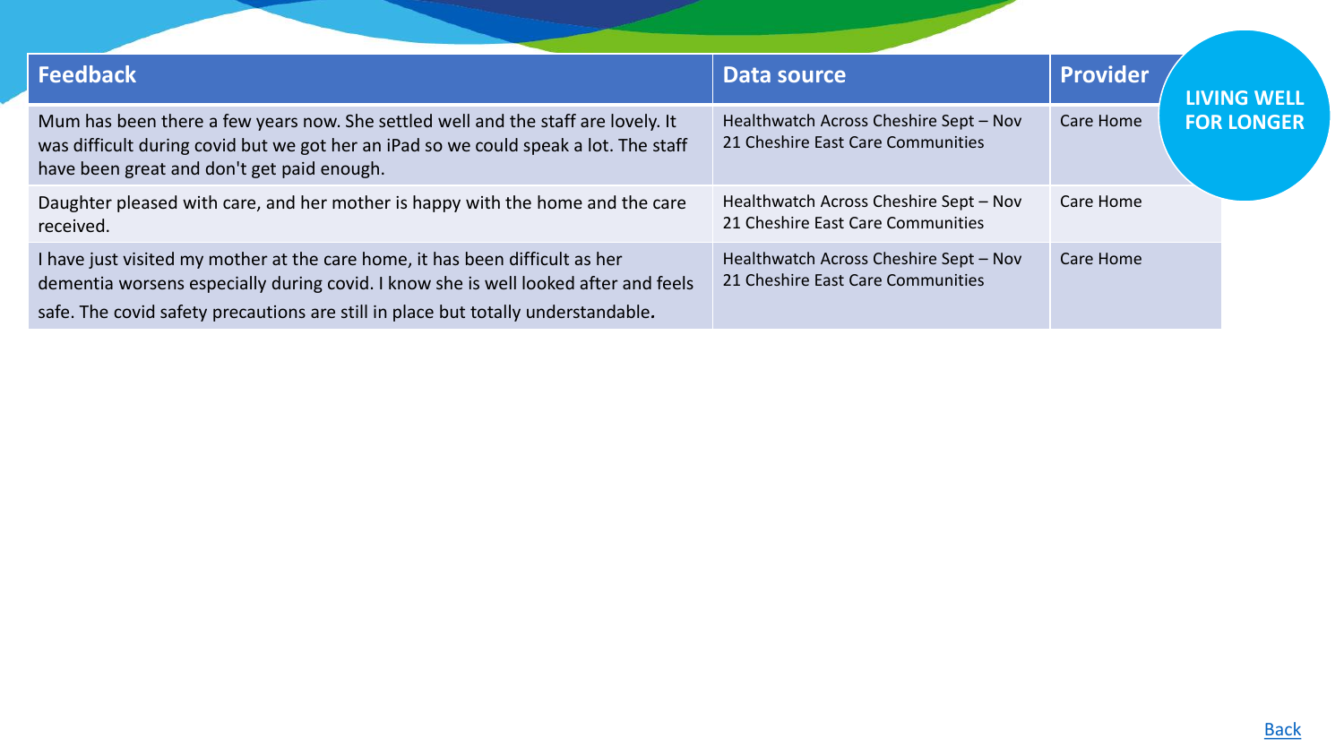**LIVING WELL FOR LONGER**

| Feedback | Data source | Provider |
|---|---|---|
| Mum has been there a few years now. She settled well and the staff are lovely. It was difficult during covid but we got her an iPad so we could speak a lot. The staff have been great and don't get paid enough. | Healthwatch Across Cheshire Sept – Nov 21 Cheshire East Care Communities | Care Home |
| Daughter pleased with care, and her mother is happy with the home and the care received. | Healthwatch Across Cheshire Sept – Nov 21 Cheshire East Care Communities | Care Home |
| I have just visited my mother at the care home, it has been difficult as her dementia worsens especially during covid. I know she is well looked after and feels safe. The covid safety precautions are still in place but totally understandable. | Healthwatch Across Cheshire Sept – Nov 21 Cheshire East Care Communities | Care Home |

Back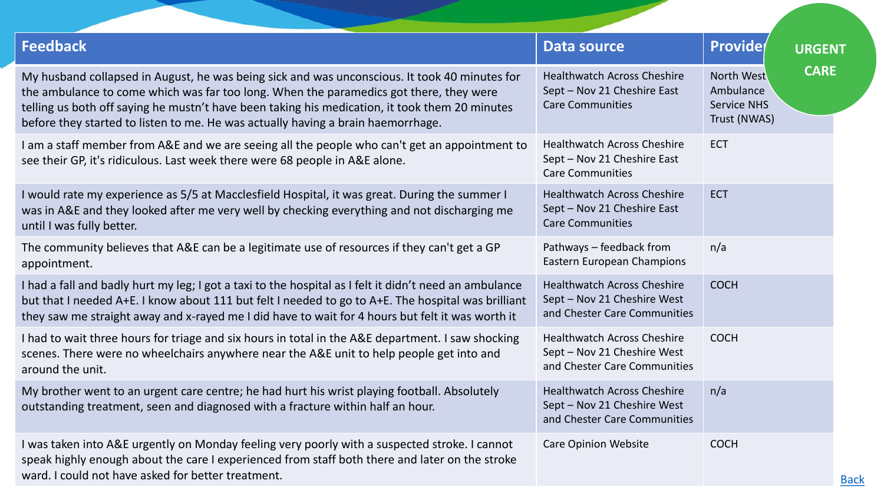**URGENT CARE**

| Feedback | Data source | Provider |
|---|---|---|
| My husband collapsed in August, he was being sick and was unconscious. It took 40 minutes for the ambulance to come which was far too long. When the paramedics got there, they were telling us both off saying he mustn't have been taking his medication, it took them 20 minutes before they started to listen to me. He was actually having a brain haemorrhage. | Healthwatch Across Cheshire Sept – Nov 21 Cheshire East Care Communities | North West Ambulance Service NHS Trust (NWAS) |
| I am a staff member from A&E and we are seeing all the people who can't get an appointment to see their GP, it's ridiculous. Last week there were 68 people in A&E alone. | Healthwatch Across Cheshire Sept – Nov 21 Cheshire East Care Communities | ECT |
| I would rate my experience as 5/5 at Macclesfield Hospital, it was great. During the summer I was in A&E and they looked after me very well by checking everything and not discharging me until I was fully better. | Healthwatch Across Cheshire Sept – Nov 21 Cheshire East Care Communities | ECT |
| The community believes that A&E can be a legitimate use of resources if they can't get a GP appointment. | Pathways – feedback from Eastern European Champions | n/a |
| I had a fall and badly hurt my leg; I got a taxi to the hospital as I felt it didn't need an ambulance but that I needed A+E. I know about 111 but felt I needed to go to A+E. The hospital was brilliant they saw me straight away and x-rayed me I did have to wait for 4 hours but felt it was worth it | Healthwatch Across Cheshire Sept – Nov 21 Cheshire West and Chester Care Communities | COCH |
| I had to wait three hours for triage and six hours in total in the A&E department. I saw shocking scenes. There were no wheelchairs anywhere near the A&E unit to help people get into and around the unit. | Healthwatch Across Cheshire Sept – Nov 21 Cheshire West and Chester Care Communities | COCH |
| My brother went to an urgent care centre; he had hurt his wrist playing football. Absolutely outstanding treatment, seen and diagnosed with a fracture within half an hour. | Healthwatch Across Cheshire Sept – Nov 21 Cheshire West and Chester Care Communities | n/a |
| I was taken into A&E urgently on Monday feeling very poorly with a suspected stroke. I cannot speak highly enough about the care I experienced from staff both there and later on the stroke ward. I could not have asked for better treatment. | Care Opinion Website | COCH |

Back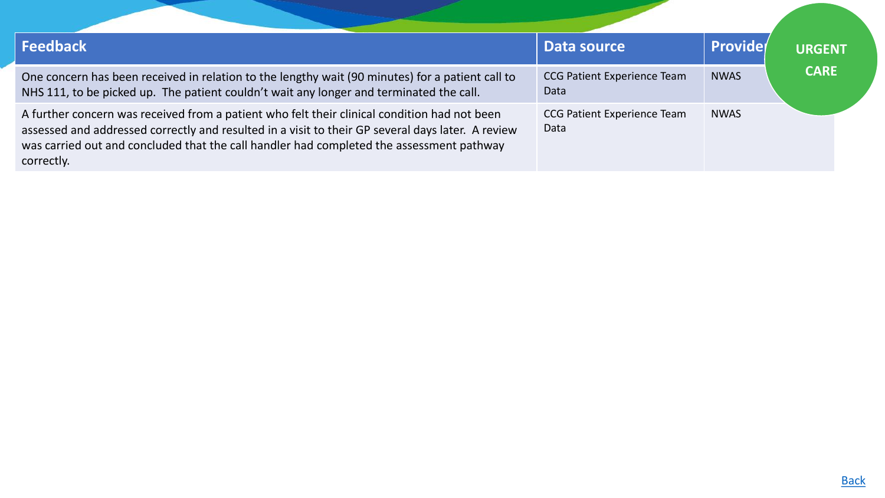**URGENT CARE**

| Feedback | Data source | Provider |
| --- | --- | --- |
| One concern has been received in relation to the lengthy wait (90 minutes) for a patient call to NHS 111, to be picked up. The patient couldn't wait any longer and terminated the call. | CCG Patient Experience Team Data | NWAS |
| A further concern was received from a patient who felt their clinical condition had not been assessed and addressed correctly and resulted in a visit to their GP several days later. A review was carried out and concluded that the call handler had completed the assessment pathway correctly. | CCG Patient Experience Team Data | NWAS |

Back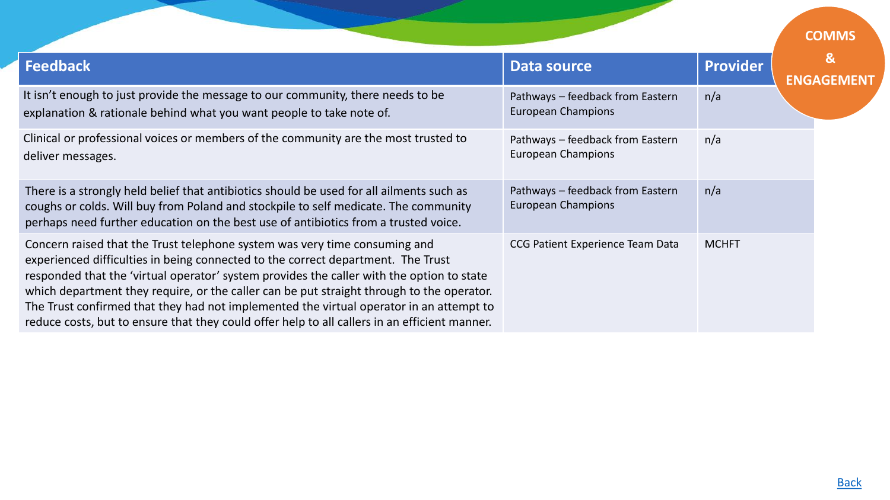COMMS & ENGAGEMENT

| Feedback | Data source | Provider |
|---|---|---|
| It isn't enough to just provide the message to our community, there needs to be explanation & rationale behind what you want people to take note of. | Pathways – feedback from Eastern European Champions | n/a |
| Clinical or professional voices or members of the community are the most trusted to deliver messages. | Pathways – feedback from Eastern European Champions | n/a |
| There is a strongly held belief that antibiotics should be used for all ailments such as coughs or colds. Will buy from Poland and stockpile to self medicate. The community perhaps need further education on the best use of antibiotics from a trusted voice. | Pathways – feedback from Eastern European Champions | n/a |
| Concern raised that the Trust telephone system was very time consuming and experienced difficulties in being connected to the correct department. The Trust responded that the 'virtual operator' system provides the caller with the option to state which department they require, or the caller can be put straight through to the operator. The Trust confirmed that they had not implemented the virtual operator in an attempt to reduce costs, but to ensure that they could offer help to all callers in an efficient manner. | CCG Patient Experience Team Data | MCHFT |

Back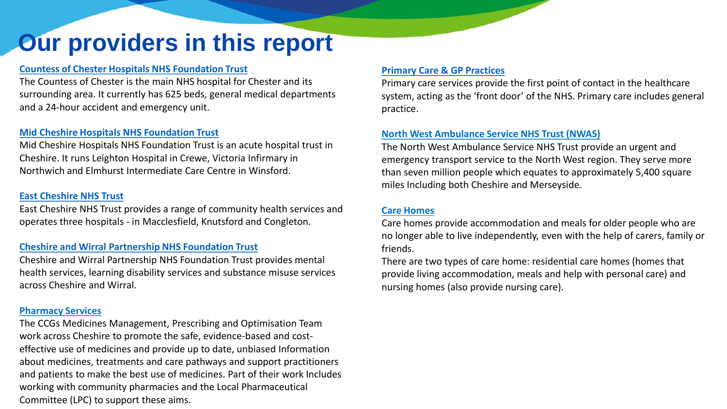# Our providers in this report

### Countess of Chester Hospitals NHS Foundation Trust

The Countess of Chester is the main NHS hospital for Chester and its surrounding area. It currently has 625 beds, general medical departments and a 24-hour accident and emergency unit.

### Mid Cheshire Hospitals NHS Foundation Trust

Mid Cheshire Hospitals NHS Foundation Trust is an acute hospital trust in Cheshire. It runs Leighton Hospital in Crewe, Victoria Infirmary in Northwich and Elmhurst Intermediate Care Centre in Winsford.

### East Cheshire NHS Trust

East Cheshire NHS Trust provides a range of community health services and operates three hospitals - in Macclesfield, Knutsford and Congleton.

### Cheshire and Wirral Partnership NHS Foundation Trust

Cheshire and Wirral Partnership NHS Foundation Trust provides mental health services, learning disability services and substance misuse services across Cheshire and Wirral.

### Pharmacy Services

The CCGs Medicines Management, Prescribing and Optimisation Team work across Cheshire to promote the safe, evidence-based and cost-effective use of medicines and provide up to date, unbiased Information about medicines, treatments and care pathways and support practitioners and patients to make the best use of medicines. Part of their work Includes working with community pharmacies and the Local Pharmaceutical Committee (LPC) to support these aims.

### Primary Care & GP Practices

Primary care services provide the first point of contact in the healthcare system, acting as the 'front door' of the NHS. Primary care includes general practice.

### North West Ambulance Service NHS Trust (NWAS)

The North West Ambulance Service NHS Trust provide an urgent and emergency transport service to the North West region. They serve more than seven million people which equates to approximately 5,400 square miles Including both Cheshire and Merseyside.

### Care Homes

Care homes provide accommodation and meals for older people who are no longer able to live independently, even with the help of carers, family or friends.

There are two types of care home: residential care homes (homes that provide living accommodation, meals and help with personal care) and nursing homes (also provide nursing care).